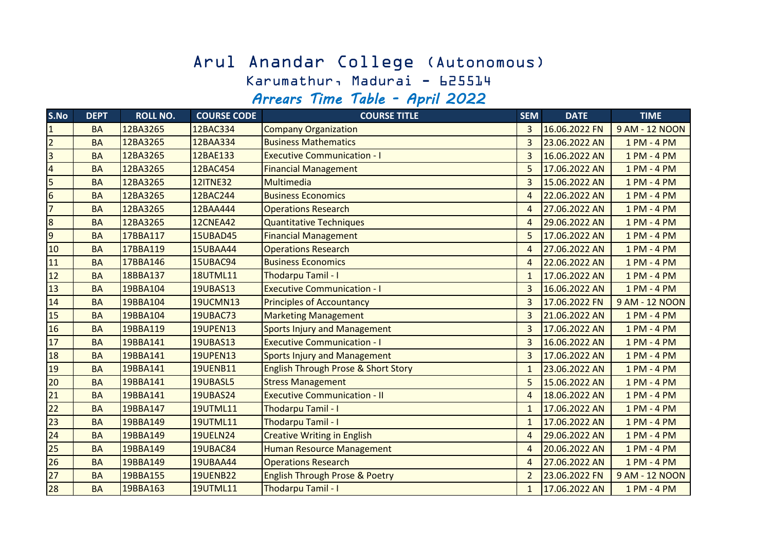# Arul Anandar College (Autonomous)

## Karumathur, Madurai - 625514

### *Arrears Time Table - April 2022*

| S.No | DEPT | ROLL NO. | COURSE CODE | COURSE TITLE | SEM | DATE | TIME |
|---|---|---|---|---|---|---|---|
| 1 | BA | 12BA3265 | 12BAC334 | Company Organization | 3 | 16.06.2022 FN | 9 AM - 12 NOON |
| 2 | BA | 12BA3265 | 12BAA334 | Business Mathematics | 3 | 23.06.2022 AN | 1 PM - 4 PM |
| 3 | BA | 12BA3265 | 12BAE133 | Executive Communication - I | 3 | 16.06.2022 AN | 1 PM - 4 PM |
| 4 | BA | 12BA3265 | 12BAC454 | Financial Management | 5 | 17.06.2022 AN | 1 PM - 4 PM |
| 5 | BA | 12BA3265 | 12ITNE32 | Multimedia | 3 | 15.06.2022 AN | 1 PM - 4 PM |
| 6 | BA | 12BA3265 | 12BAC244 | Business Economics | 4 | 22.06.2022 AN | 1 PM - 4 PM |
| 7 | BA | 12BA3265 | 12BAA444 | Operations Research | 4 | 27.06.2022 AN | 1 PM - 4 PM |
| 8 | BA | 12BA3265 | 12CNEA42 | Quantitative Techniques | 4 | 29.06.2022 AN | 1 PM - 4 PM |
| 9 | BA | 17BBA117 | 15UBAD45 | Financial Management | 5 | 17.06.2022 AN | 1 PM - 4 PM |
| 10 | BA | 17BBA119 | 15UBAA44 | Operations Research | 4 | 27.06.2022 AN | 1 PM - 4 PM |
| 11 | BA | 17BBA146 | 15UBAC94 | Business Economics | 4 | 22.06.2022 AN | 1 PM - 4 PM |
| 12 | BA | 18BBA137 | 18UTML11 | Thodarpu Tamil - I | 1 | 17.06.2022 AN | 1 PM - 4 PM |
| 13 | BA | 19BBA104 | 19UBAS13 | Executive Communication - I | 3 | 16.06.2022 AN | 1 PM - 4 PM |
| 14 | BA | 19BBA104 | 19UCMN13 | Principles of Accountancy | 3 | 17.06.2022 FN | 9 AM - 12 NOON |
| 15 | BA | 19BBA104 | 19UBAC73 | Marketing Management | 3 | 21.06.2022 AN | 1 PM - 4 PM |
| 16 | BA | 19BBA119 | 19UPEN13 | Sports Injury and Management | 3 | 17.06.2022 AN | 1 PM - 4 PM |
| 17 | BA | 19BBA141 | 19UBAS13 | Executive Communication - I | 3 | 16.06.2022 AN | 1 PM - 4 PM |
| 18 | BA | 19BBA141 | 19UPEN13 | Sports Injury and Management | 3 | 17.06.2022 AN | 1 PM - 4 PM |
| 19 | BA | 19BBA141 | 19UENB11 | English Through Prose & Short Story | 1 | 23.06.2022 AN | 1 PM - 4 PM |
| 20 | BA | 19BBA141 | 19UBASL5 | Stress Management | 5 | 15.06.2022 AN | 1 PM - 4 PM |
| 21 | BA | 19BBA141 | 19UBAS24 | Executive Communication - II | 4 | 18.06.2022 AN | 1 PM - 4 PM |
| 22 | BA | 19BBA147 | 19UTML11 | Thodarpu Tamil - I | 1 | 17.06.2022 AN | 1 PM - 4 PM |
| 23 | BA | 19BBA149 | 19UTML11 | Thodarpu Tamil - I | 1 | 17.06.2022 AN | 1 PM - 4 PM |
| 24 | BA | 19BBA149 | 19UELN24 | Creative Writing in English | 4 | 29.06.2022 AN | 1 PM - 4 PM |
| 25 | BA | 19BBA149 | 19UBAC84 | Human Resource Management | 4 | 20.06.2022 AN | 1 PM - 4 PM |
| 26 | BA | 19BBA149 | 19UBAA44 | Operations Research | 4 | 27.06.2022 AN | 1 PM - 4 PM |
| 27 | BA | 19BBA155 | 19UENB22 | English Through Prose & Poetry | 2 | 23.06.2022 FN | 9 AM - 12 NOON |
| 28 | BA | 19BBA163 | 19UTML11 | Thodarpu Tamil - I | 1 | 17.06.2022 AN | 1 PM - 4 PM |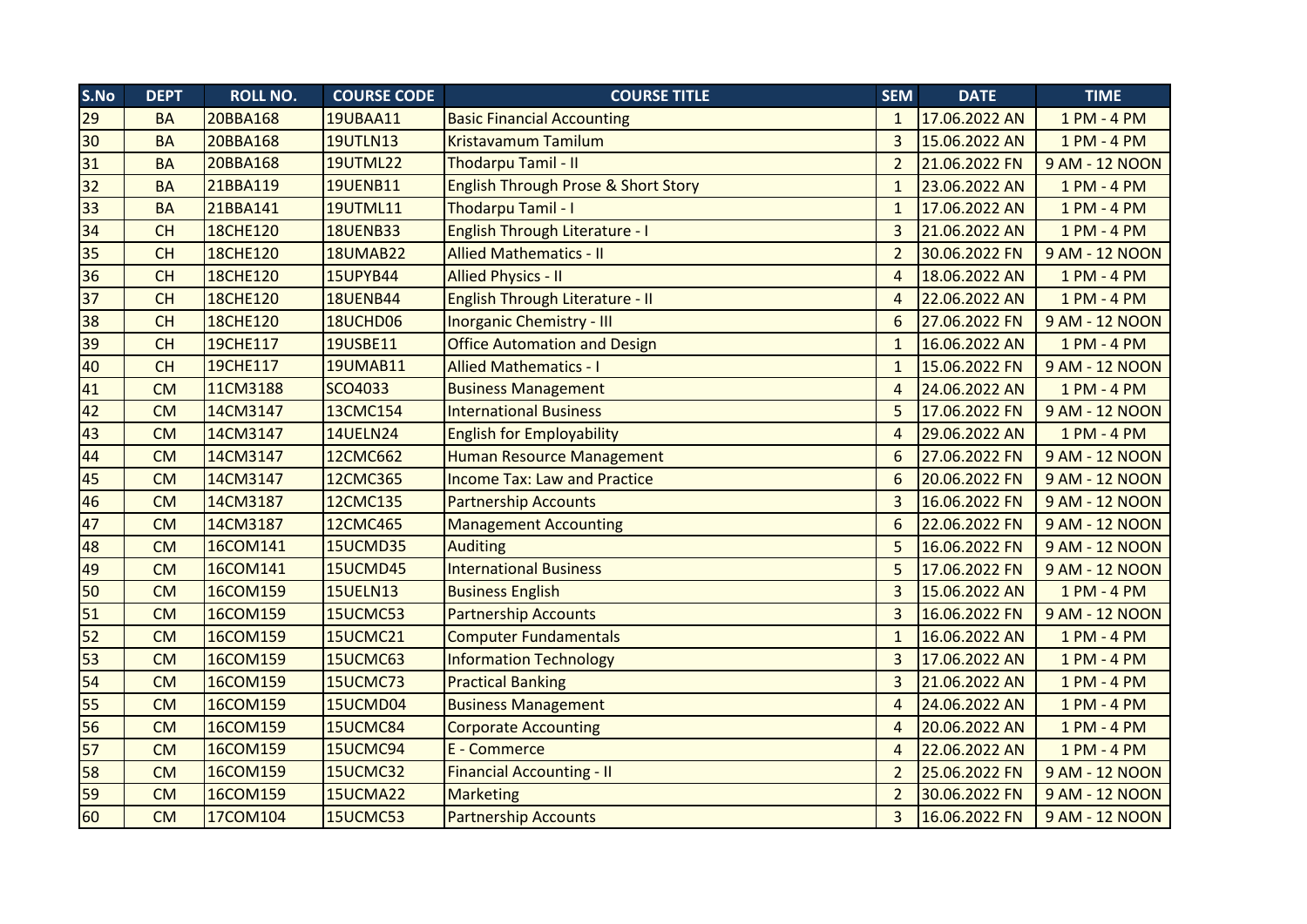| S.No | DEPT | ROLL NO. | COURSE CODE | COURSE TITLE | SEM | DATE | TIME |
|---|---|---|---|---|---|---|---|
| 29 | BA | 20BBA168 | 19UBAA11 | Basic Financial Accounting | 1 | 17.06.2022 AN | 1 PM - 4 PM |
| 30 | BA | 20BBA168 | 19UTLN13 | Kristavamum Tamilum | 3 | 15.06.2022 AN | 1 PM - 4 PM |
| 31 | BA | 20BBA168 | 19UTML22 | Thodarpu Tamil - II | 2 | 21.06.2022 FN | 9 AM - 12 NOON |
| 32 | BA | 21BBA119 | 19UENB11 | English Through Prose & Short Story | 1 | 23.06.2022 AN | 1 PM - 4 PM |
| 33 | BA | 21BBA141 | 19UTML11 | Thodarpu Tamil - I | 1 | 17.06.2022 AN | 1 PM - 4 PM |
| 34 | CH | 18CHE120 | 18UENB33 | English Through Literature - I | 3 | 21.06.2022 AN | 1 PM - 4 PM |
| 35 | CH | 18CHE120 | 18UMAB22 | Allied Mathematics - II | 2 | 30.06.2022 FN | 9 AM - 12 NOON |
| 36 | CH | 18CHE120 | 15UPYB44 | Allied Physics - II | 4 | 18.06.2022 AN | 1 PM - 4 PM |
| 37 | CH | 18CHE120 | 18UENB44 | English Through Literature - II | 4 | 22.06.2022 AN | 1 PM - 4 PM |
| 38 | CH | 18CHE120 | 18UCHD06 | Inorganic Chemistry - III | 6 | 27.06.2022 FN | 9 AM - 12 NOON |
| 39 | CH | 19CHE117 | 19USBE11 | Office Automation and Design | 1 | 16.06.2022 AN | 1 PM - 4 PM |
| 40 | CH | 19CHE117 | 19UMAB11 | Allied Mathematics - I | 1 | 15.06.2022 FN | 9 AM - 12 NOON |
| 41 | CM | 11CM3188 | SCO4033 | Business Management | 4 | 24.06.2022 AN | 1 PM - 4 PM |
| 42 | CM | 14CM3147 | 13CMC154 | International Business | 5 | 17.06.2022 FN | 9 AM - 12 NOON |
| 43 | CM | 14CM3147 | 14UELN24 | English for Employability | 4 | 29.06.2022 AN | 1 PM - 4 PM |
| 44 | CM | 14CM3147 | 12CMC662 | Human Resource Management | 6 | 27.06.2022 FN | 9 AM - 12 NOON |
| 45 | CM | 14CM3147 | 12CMC365 | Income Tax: Law and Practice | 6 | 20.06.2022 FN | 9 AM - 12 NOON |
| 46 | CM | 14CM3187 | 12CMC135 | Partnership Accounts | 3 | 16.06.2022 FN | 9 AM - 12 NOON |
| 47 | CM | 14CM3187 | 12CMC465 | Management Accounting | 6 | 22.06.2022 FN | 9 AM - 12 NOON |
| 48 | CM | 16COM141 | 15UCMD35 | Auditing | 5 | 16.06.2022 FN | 9 AM - 12 NOON |
| 49 | CM | 16COM141 | 15UCMD45 | International Business | 5 | 17.06.2022 FN | 9 AM - 12 NOON |
| 50 | CM | 16COM159 | 15UELN13 | Business English | 3 | 15.06.2022 AN | 1 PM - 4 PM |
| 51 | CM | 16COM159 | 15UCMC53 | Partnership Accounts | 3 | 16.06.2022 FN | 9 AM - 12 NOON |
| 52 | CM | 16COM159 | 15UCMC21 | Computer Fundamentals | 1 | 16.06.2022 AN | 1 PM - 4 PM |
| 53 | CM | 16COM159 | 15UCMC63 | Information Technology | 3 | 17.06.2022 AN | 1 PM - 4 PM |
| 54 | CM | 16COM159 | 15UCMC73 | Practical Banking | 3 | 21.06.2022 AN | 1 PM - 4 PM |
| 55 | CM | 16COM159 | 15UCMD04 | Business Management | 4 | 24.06.2022 AN | 1 PM - 4 PM |
| 56 | CM | 16COM159 | 15UCMC84 | Corporate Accounting | 4 | 20.06.2022 AN | 1 PM - 4 PM |
| 57 | CM | 16COM159 | 15UCMC94 | E - Commerce | 4 | 22.06.2022 AN | 1 PM - 4 PM |
| 58 | CM | 16COM159 | 15UCMC32 | Financial Accounting - II | 2 | 25.06.2022 FN | 9 AM - 12 NOON |
| 59 | CM | 16COM159 | 15UCMA22 | Marketing | 2 | 30.06.2022 FN | 9 AM - 12 NOON |
| 60 | CM | 17COM104 | 15UCMC53 | Partnership Accounts | 3 | 16.06.2022 FN | 9 AM - 12 NOON |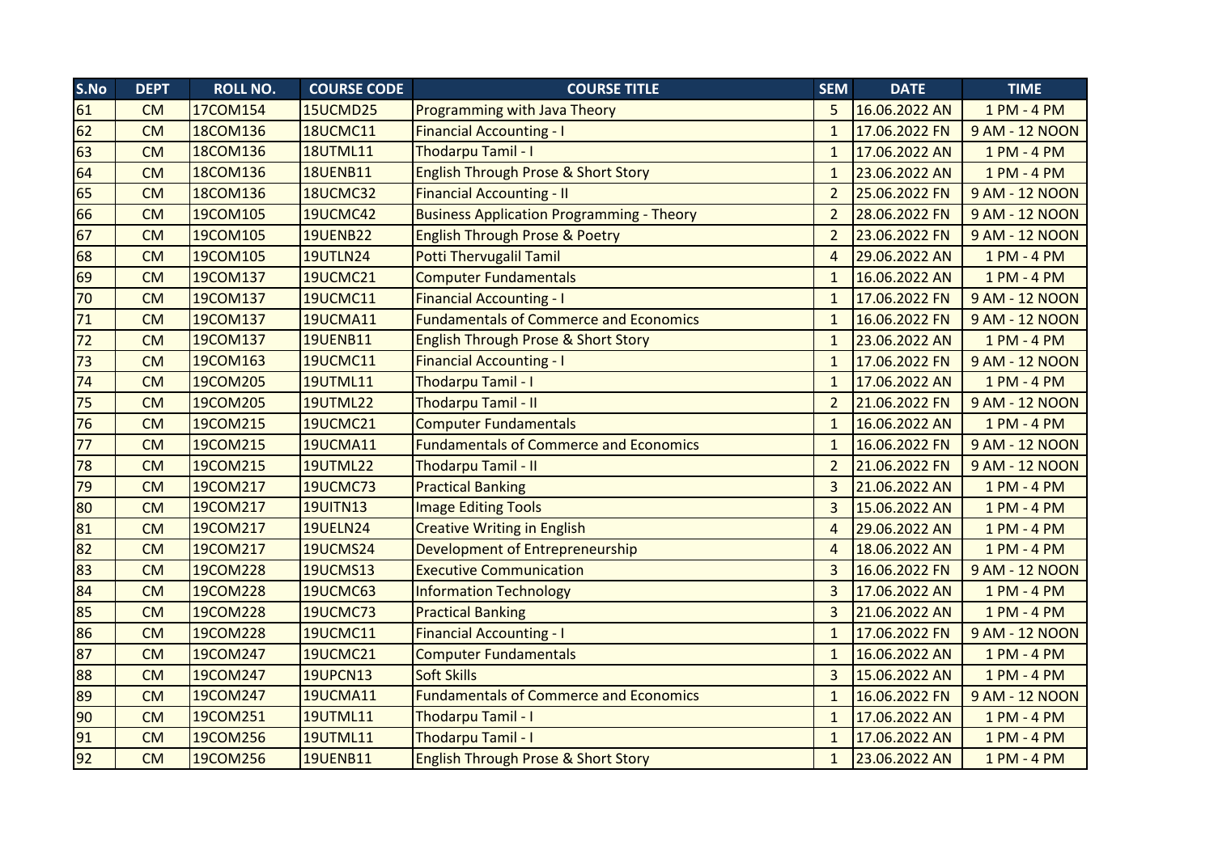| S.No | DEPT | ROLL NO. | COURSE CODE | COURSE TITLE | SEM | DATE | TIME |
|---|---|---|---|---|---|---|---|
| 61 | CM | 17COM154 | 15UCMD25 | Programming with Java Theory | 5 | 16.06.2022 AN | 1 PM - 4 PM |
| 62 | CM | 18COM136 | 18UCMC11 | Financial Accounting - I | 1 | 17.06.2022 FN | 9 AM - 12 NOON |
| 63 | CM | 18COM136 | 18UTML11 | Thodarpu Tamil - I | 1 | 17.06.2022 AN | 1 PM - 4 PM |
| 64 | CM | 18COM136 | 18UENB11 | English Through Prose & Short Story | 1 | 23.06.2022 AN | 1 PM - 4 PM |
| 65 | CM | 18COM136 | 18UCMC32 | Financial Accounting - II | 2 | 25.06.2022 FN | 9 AM - 12 NOON |
| 66 | CM | 19COM105 | 19UCMC42 | Business Application Programming - Theory | 2 | 28.06.2022 FN | 9 AM - 12 NOON |
| 67 | CM | 19COM105 | 19UENB22 | English Through Prose & Poetry | 2 | 23.06.2022 FN | 9 AM - 12 NOON |
| 68 | CM | 19COM105 | 19UTLN24 | Potti Thervugalil Tamil | 4 | 29.06.2022 AN | 1 PM - 4 PM |
| 69 | CM | 19COM137 | 19UCMC21 | Computer Fundamentals | 1 | 16.06.2022 AN | 1 PM - 4 PM |
| 70 | CM | 19COM137 | 19UCMC11 | Financial Accounting - I | 1 | 17.06.2022 FN | 9 AM - 12 NOON |
| 71 | CM | 19COM137 | 19UCMA11 | Fundamentals of Commerce and Economics | 1 | 16.06.2022 FN | 9 AM - 12 NOON |
| 72 | CM | 19COM137 | 19UENB11 | English Through Prose & Short Story | 1 | 23.06.2022 AN | 1 PM - 4 PM |
| 73 | CM | 19COM163 | 19UCMC11 | Financial Accounting - I | 1 | 17.06.2022 FN | 9 AM - 12 NOON |
| 74 | CM | 19COM205 | 19UTML11 | Thodarpu Tamil - I | 1 | 17.06.2022 AN | 1 PM - 4 PM |
| 75 | CM | 19COM205 | 19UTML22 | Thodarpu Tamil - II | 2 | 21.06.2022 FN | 9 AM - 12 NOON |
| 76 | CM | 19COM215 | 19UCMC21 | Computer Fundamentals | 1 | 16.06.2022 AN | 1 PM - 4 PM |
| 77 | CM | 19COM215 | 19UCMA11 | Fundamentals of Commerce and Economics | 1 | 16.06.2022 FN | 9 AM - 12 NOON |
| 78 | CM | 19COM215 | 19UTML22 | Thodarpu Tamil - II | 2 | 21.06.2022 FN | 9 AM - 12 NOON |
| 79 | CM | 19COM217 | 19UCMC73 | Practical Banking | 3 | 21.06.2022 AN | 1 PM - 4 PM |
| 80 | CM | 19COM217 | 19UITN13 | Image Editing Tools | 3 | 15.06.2022 AN | 1 PM - 4 PM |
| 81 | CM | 19COM217 | 19UELN24 | Creative Writing in English | 4 | 29.06.2022 AN | 1 PM - 4 PM |
| 82 | CM | 19COM217 | 19UCMS24 | Development of Entrepreneurship | 4 | 18.06.2022 AN | 1 PM - 4 PM |
| 83 | CM | 19COM228 | 19UCMS13 | Executive Communication | 3 | 16.06.2022 FN | 9 AM - 12 NOON |
| 84 | CM | 19COM228 | 19UCMC63 | Information Technology | 3 | 17.06.2022 AN | 1 PM - 4 PM |
| 85 | CM | 19COM228 | 19UCMC73 | Practical Banking | 3 | 21.06.2022 AN | 1 PM - 4 PM |
| 86 | CM | 19COM228 | 19UCMC11 | Financial Accounting - I | 1 | 17.06.2022 FN | 9 AM - 12 NOON |
| 87 | CM | 19COM247 | 19UCMC21 | Computer Fundamentals | 1 | 16.06.2022 AN | 1 PM - 4 PM |
| 88 | CM | 19COM247 | 19UPCN13 | Soft Skills | 3 | 15.06.2022 AN | 1 PM - 4 PM |
| 89 | CM | 19COM247 | 19UCMA11 | Fundamentals of Commerce and Economics | 1 | 16.06.2022 FN | 9 AM - 12 NOON |
| 90 | CM | 19COM251 | 19UTML11 | Thodarpu Tamil - I | 1 | 17.06.2022 AN | 1 PM - 4 PM |
| 91 | CM | 19COM256 | 19UTML11 | Thodarpu Tamil - I | 1 | 17.06.2022 AN | 1 PM - 4 PM |
| 92 | CM | 19COM256 | 19UENB11 | English Through Prose & Short Story | 1 | 23.06.2022 AN | 1 PM - 4 PM |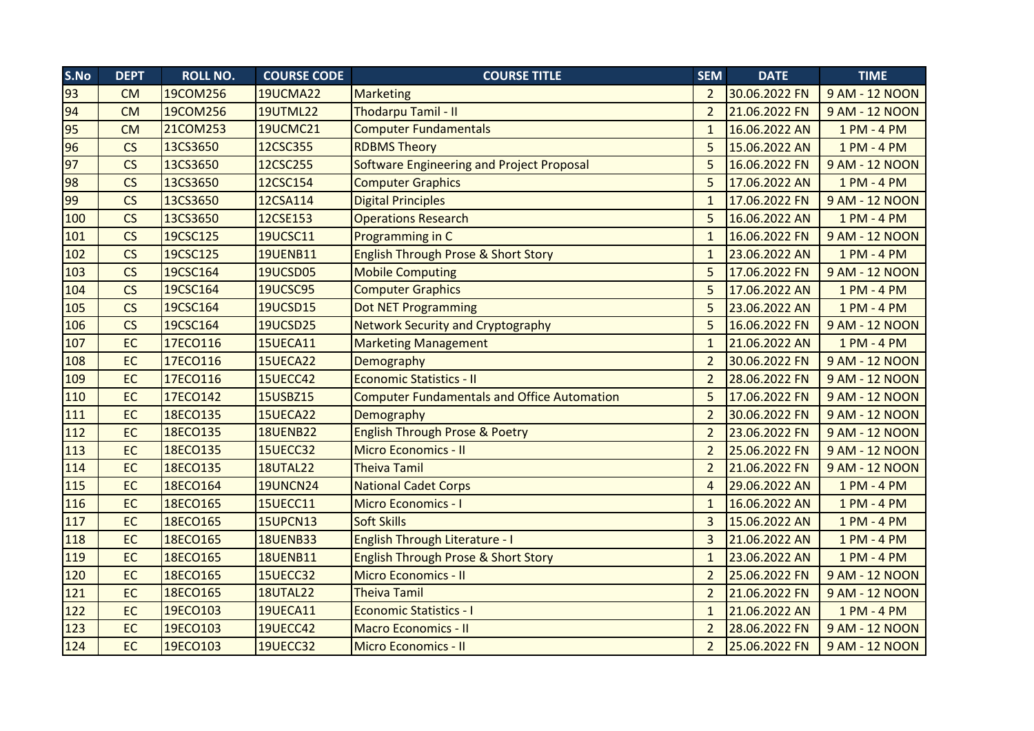| S.No | DEPT | ROLL NO. | COURSE CODE | COURSE TITLE | SEM | DATE | TIME |
|---|---|---|---|---|---|---|---|
| 93 | CM | 19COM256 | 19UCMA22 | Marketing | 2 | 30.06.2022 FN | 9 AM - 12 NOON |
| 94 | CM | 19COM256 | 19UTML22 | Thodarpu Tamil - II | 2 | 21.06.2022 FN | 9 AM - 12 NOON |
| 95 | CM | 21COM253 | 19UCMC21 | Computer Fundamentals | 1 | 16.06.2022 AN | 1 PM - 4 PM |
| 96 | CS | 13CS3650 | 12CSC355 | RDBMS Theory | 5 | 15.06.2022 AN | 1 PM - 4 PM |
| 97 | CS | 13CS3650 | 12CSC255 | Software Engineering and Project Proposal | 5 | 16.06.2022 FN | 9 AM - 12 NOON |
| 98 | CS | 13CS3650 | 12CSC154 | Computer Graphics | 5 | 17.06.2022 AN | 1 PM - 4 PM |
| 99 | CS | 13CS3650 | 12CSA114 | Digital Principles | 1 | 17.06.2022 FN | 9 AM - 12 NOON |
| 100 | CS | 13CS3650 | 12CSE153 | Operations Research | 5 | 16.06.2022 AN | 1 PM - 4 PM |
| 101 | CS | 19CSC125 | 19UCSC11 | Programming in C | 1 | 16.06.2022 FN | 9 AM - 12 NOON |
| 102 | CS | 19CSC125 | 19UENB11 | English Through Prose & Short Story | 1 | 23.06.2022 AN | 1 PM - 4 PM |
| 103 | CS | 19CSC164 | 19UCSD05 | Mobile Computing | 5 | 17.06.2022 FN | 9 AM - 12 NOON |
| 104 | CS | 19CSC164 | 19UCSC95 | Computer Graphics | 5 | 17.06.2022 AN | 1 PM - 4 PM |
| 105 | CS | 19CSC164 | 19UCSD15 | Dot NET Programming | 5 | 23.06.2022 AN | 1 PM - 4 PM |
| 106 | CS | 19CSC164 | 19UCSD25 | Network Security and Cryptography | 5 | 16.06.2022 FN | 9 AM - 12 NOON |
| 107 | EC | 17ECO116 | 15UECA11 | Marketing Management | 1 | 21.06.2022 AN | 1 PM - 4 PM |
| 108 | EC | 17ECO116 | 15UECA22 | Demography | 2 | 30.06.2022 FN | 9 AM - 12 NOON |
| 109 | EC | 17ECO116 | 15UECC42 | Economic Statistics - II | 2 | 28.06.2022 FN | 9 AM - 12 NOON |
| 110 | EC | 17ECO142 | 15USBZ15 | Computer Fundamentals and Office Automation | 5 | 17.06.2022 FN | 9 AM - 12 NOON |
| 111 | EC | 18ECO135 | 15UECA22 | Demography | 2 | 30.06.2022 FN | 9 AM - 12 NOON |
| 112 | EC | 18ECO135 | 18UENB22 | English Through Prose & Poetry | 2 | 23.06.2022 FN | 9 AM - 12 NOON |
| 113 | EC | 18ECO135 | 15UECC32 | Micro Economics - II | 2 | 25.06.2022 FN | 9 AM - 12 NOON |
| 114 | EC | 18ECO135 | 18UTAL22 | Theiva Tamil | 2 | 21.06.2022 FN | 9 AM - 12 NOON |
| 115 | EC | 18ECO164 | 19UNCN24 | National Cadet Corps | 4 | 29.06.2022 AN | 1 PM - 4 PM |
| 116 | EC | 18ECO165 | 15UECC11 | Micro Economics - I | 1 | 16.06.2022 AN | 1 PM - 4 PM |
| 117 | EC | 18ECO165 | 15UPCN13 | Soft Skills | 3 | 15.06.2022 AN | 1 PM - 4 PM |
| 118 | EC | 18ECO165 | 18UENB33 | English Through Literature - I | 3 | 21.06.2022 AN | 1 PM - 4 PM |
| 119 | EC | 18ECO165 | 18UENB11 | English Through Prose & Short Story | 1 | 23.06.2022 AN | 1 PM - 4 PM |
| 120 | EC | 18ECO165 | 15UECC32 | Micro Economics - II | 2 | 25.06.2022 FN | 9 AM - 12 NOON |
| 121 | EC | 18ECO165 | 18UTAL22 | Theiva Tamil | 2 | 21.06.2022 FN | 9 AM - 12 NOON |
| 122 | EC | 19ECO103 | 19UECA11 | Economic Statistics - I | 1 | 21.06.2022 AN | 1 PM - 4 PM |
| 123 | EC | 19ECO103 | 19UECC42 | Macro Economics - II | 2 | 28.06.2022 FN | 9 AM - 12 NOON |
| 124 | EC | 19ECO103 | 19UECC32 | Micro Economics - II | 2 | 25.06.2022 FN | 9 AM - 12 NOON |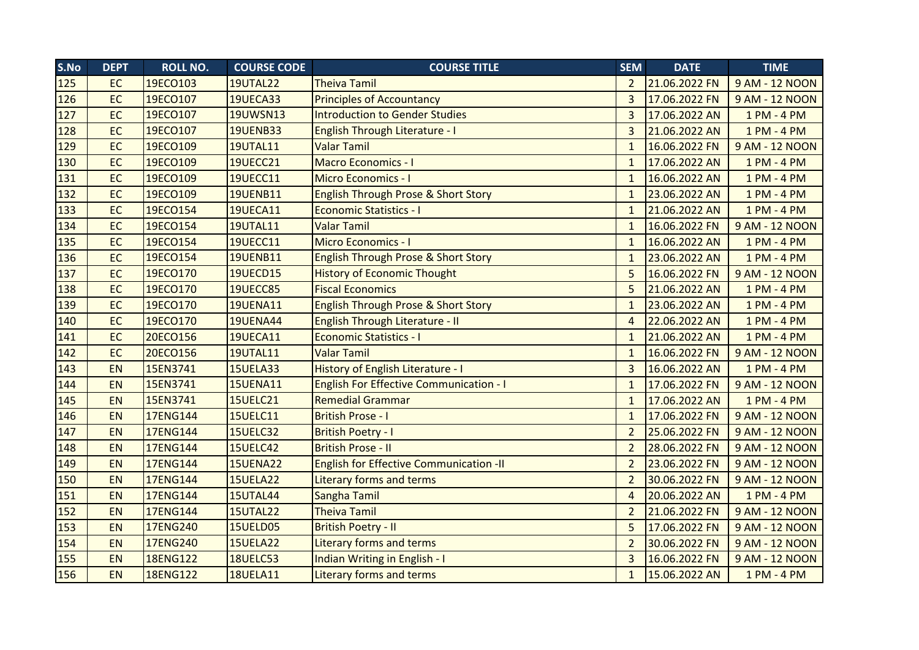| S.No | DEPT | ROLL NO. | COURSE CODE | COURSE TITLE | SEM | DATE | TIME |
|---|---|---|---|---|---|---|---|
| 125 | EC | 19ECO103 | 19UTAL22 | Theiva Tamil | 2 | 21.06.2022 FN | 9 AM - 12 NOON |
| 126 | EC | 19ECO107 | 19UECA33 | Principles of Accountancy | 3 | 17.06.2022 FN | 9 AM - 12 NOON |
| 127 | EC | 19ECO107 | 19UWSN13 | Introduction to Gender Studies | 3 | 17.06.2022 AN | 1 PM - 4 PM |
| 128 | EC | 19ECO107 | 19UENB33 | English Through Literature - I | 3 | 21.06.2022 AN | 1 PM - 4 PM |
| 129 | EC | 19ECO109 | 19UTAL11 | Valar Tamil | 1 | 16.06.2022 FN | 9 AM - 12 NOON |
| 130 | EC | 19ECO109 | 19UECC21 | Macro Economics - I | 1 | 17.06.2022 AN | 1 PM - 4 PM |
| 131 | EC | 19ECO109 | 19UECC11 | Micro Economics - I | 1 | 16.06.2022 AN | 1 PM - 4 PM |
| 132 | EC | 19ECO109 | 19UENB11 | English Through Prose & Short Story | 1 | 23.06.2022 AN | 1 PM - 4 PM |
| 133 | EC | 19ECO154 | 19UECA11 | Economic Statistics - I | 1 | 21.06.2022 AN | 1 PM - 4 PM |
| 134 | EC | 19ECO154 | 19UTAL11 | Valar Tamil | 1 | 16.06.2022 FN | 9 AM - 12 NOON |
| 135 | EC | 19ECO154 | 19UECC11 | Micro Economics - I | 1 | 16.06.2022 AN | 1 PM - 4 PM |
| 136 | EC | 19ECO154 | 19UENB11 | English Through Prose & Short Story | 1 | 23.06.2022 AN | 1 PM - 4 PM |
| 137 | EC | 19ECO170 | 19UECD15 | History of Economic Thought | 5 | 16.06.2022 FN | 9 AM - 12 NOON |
| 138 | EC | 19ECO170 | 19UECC85 | Fiscal Economics | 5 | 21.06.2022 AN | 1 PM - 4 PM |
| 139 | EC | 19ECO170 | 19UENA11 | English Through Prose & Short Story | 1 | 23.06.2022 AN | 1 PM - 4 PM |
| 140 | EC | 19ECO170 | 19UENA44 | English Through Literature - II | 4 | 22.06.2022 AN | 1 PM - 4 PM |
| 141 | EC | 20ECO156 | 19UECA11 | Economic Statistics - I | 1 | 21.06.2022 AN | 1 PM - 4 PM |
| 142 | EC | 20ECO156 | 19UTAL11 | Valar Tamil | 1 | 16.06.2022 FN | 9 AM - 12 NOON |
| 143 | EN | 15EN3741 | 15UELA33 | History of English Literature - I | 3 | 16.06.2022 AN | 1 PM - 4 PM |
| 144 | EN | 15EN3741 | 15UENA11 | English For Effective Communication - I | 1 | 17.06.2022 FN | 9 AM - 12 NOON |
| 145 | EN | 15EN3741 | 15UELC21 | Remedial Grammar | 1 | 17.06.2022 AN | 1 PM - 4 PM |
| 146 | EN | 17ENG144 | 15UELC11 | British Prose - I | 1 | 17.06.2022 FN | 9 AM - 12 NOON |
| 147 | EN | 17ENG144 | 15UELC32 | British Poetry - I | 2 | 25.06.2022 FN | 9 AM - 12 NOON |
| 148 | EN | 17ENG144 | 15UELC42 | British Prose - II | 2 | 28.06.2022 FN | 9 AM - 12 NOON |
| 149 | EN | 17ENG144 | 15UENA22 | English for Effective Communication -II | 2 | 23.06.2022 FN | 9 AM - 12 NOON |
| 150 | EN | 17ENG144 | 15UELA22 | Literary forms and terms | 2 | 30.06.2022 FN | 9 AM - 12 NOON |
| 151 | EN | 17ENG144 | 15UTAL44 | Sangha Tamil | 4 | 20.06.2022 AN | 1 PM - 4 PM |
| 152 | EN | 17ENG144 | 15UTAL22 | Theiva Tamil | 2 | 21.06.2022 FN | 9 AM - 12 NOON |
| 153 | EN | 17ENG240 | 15UELD05 | British Poetry - II | 5 | 17.06.2022 FN | 9 AM - 12 NOON |
| 154 | EN | 17ENG240 | 15UELA22 | Literary forms and terms | 2 | 30.06.2022 FN | 9 AM - 12 NOON |
| 155 | EN | 18ENG122 | 18UELC53 | Indian Writing in English - I | 3 | 16.06.2022 FN | 9 AM - 12 NOON |
| 156 | EN | 18ENG122 | 18UELA11 | Literary forms and terms | 1 | 15.06.2022 AN | 1 PM - 4 PM |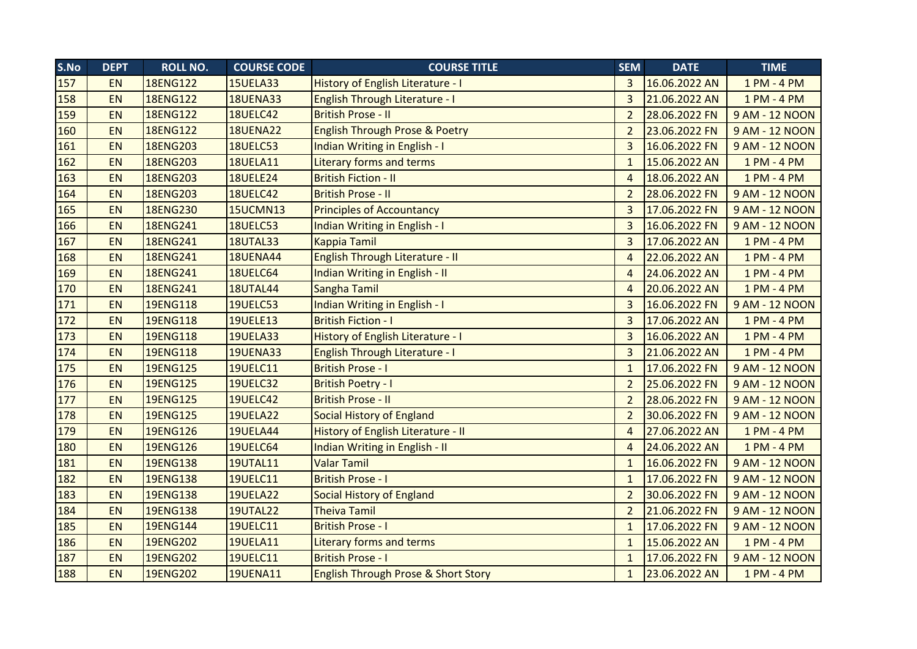| S.No | DEPT | ROLL NO. | COURSE CODE | COURSE TITLE | SEM | DATE | TIME |
|---|---|---|---|---|---|---|---|
| 157 | EN | 18ENG122 | 15UELA33 | History of English Literature - I | 3 | 16.06.2022 AN | 1 PM - 4 PM |
| 158 | EN | 18ENG122 | 18UENA33 | English Through Literature - I | 3 | 21.06.2022 AN | 1 PM - 4 PM |
| 159 | EN | 18ENG122 | 18UELC42 | British Prose - II | 2 | 28.06.2022 FN | 9 AM - 12 NOON |
| 160 | EN | 18ENG122 | 18UENA22 | English Through Prose & Poetry | 2 | 23.06.2022 FN | 9 AM - 12 NOON |
| 161 | EN | 18ENG203 | 18UELC53 | Indian Writing in English - I | 3 | 16.06.2022 FN | 9 AM - 12 NOON |
| 162 | EN | 18ENG203 | 18UELA11 | Literary forms and terms | 1 | 15.06.2022 AN | 1 PM - 4 PM |
| 163 | EN | 18ENG203 | 18UELE24 | British Fiction - II | 4 | 18.06.2022 AN | 1 PM - 4 PM |
| 164 | EN | 18ENG203 | 18UELC42 | British Prose - II | 2 | 28.06.2022 FN | 9 AM - 12 NOON |
| 165 | EN | 18ENG230 | 15UCMN13 | Principles of Accountancy | 3 | 17.06.2022 FN | 9 AM - 12 NOON |
| 166 | EN | 18ENG241 | 18UELC53 | Indian Writing in English - I | 3 | 16.06.2022 FN | 9 AM - 12 NOON |
| 167 | EN | 18ENG241 | 18UTAL33 | Kappia Tamil | 3 | 17.06.2022 AN | 1 PM - 4 PM |
| 168 | EN | 18ENG241 | 18UENA44 | English Through Literature - II | 4 | 22.06.2022 AN | 1 PM - 4 PM |
| 169 | EN | 18ENG241 | 18UELC64 | Indian Writing in English - II | 4 | 24.06.2022 AN | 1 PM - 4 PM |
| 170 | EN | 18ENG241 | 18UTAL44 | Sangha Tamil | 4 | 20.06.2022 AN | 1 PM - 4 PM |
| 171 | EN | 19ENG118 | 19UELC53 | Indian Writing in English - I | 3 | 16.06.2022 FN | 9 AM - 12 NOON |
| 172 | EN | 19ENG118 | 19UELE13 | British Fiction - I | 3 | 17.06.2022 AN | 1 PM - 4 PM |
| 173 | EN | 19ENG118 | 19UELA33 | History of English Literature - I | 3 | 16.06.2022 AN | 1 PM - 4 PM |
| 174 | EN | 19ENG118 | 19UENA33 | English Through Literature - I | 3 | 21.06.2022 AN | 1 PM - 4 PM |
| 175 | EN | 19ENG125 | 19UELC11 | British Prose - I | 1 | 17.06.2022 FN | 9 AM - 12 NOON |
| 176 | EN | 19ENG125 | 19UELC32 | British Poetry - I | 2 | 25.06.2022 FN | 9 AM - 12 NOON |
| 177 | EN | 19ENG125 | 19UELC42 | British Prose - II | 2 | 28.06.2022 FN | 9 AM - 12 NOON |
| 178 | EN | 19ENG125 | 19UELA22 | Social History of England | 2 | 30.06.2022 FN | 9 AM - 12 NOON |
| 179 | EN | 19ENG126 | 19UELA44 | History of English Literature - II | 4 | 27.06.2022 AN | 1 PM - 4 PM |
| 180 | EN | 19ENG126 | 19UELC64 | Indian Writing in English - II | 4 | 24.06.2022 AN | 1 PM - 4 PM |
| 181 | EN | 19ENG138 | 19UTAL11 | Valar Tamil | 1 | 16.06.2022 FN | 9 AM - 12 NOON |
| 182 | EN | 19ENG138 | 19UELC11 | British Prose - I | 1 | 17.06.2022 FN | 9 AM - 12 NOON |
| 183 | EN | 19ENG138 | 19UELA22 | Social History of England | 2 | 30.06.2022 FN | 9 AM - 12 NOON |
| 184 | EN | 19ENG138 | 19UTAL22 | Theiva Tamil | 2 | 21.06.2022 FN | 9 AM - 12 NOON |
| 185 | EN | 19ENG144 | 19UELC11 | British Prose - I | 1 | 17.06.2022 FN | 9 AM - 12 NOON |
| 186 | EN | 19ENG202 | 19UELA11 | Literary forms and terms | 1 | 15.06.2022 AN | 1 PM - 4 PM |
| 187 | EN | 19ENG202 | 19UELC11 | British Prose - I | 1 | 17.06.2022 FN | 9 AM - 12 NOON |
| 188 | EN | 19ENG202 | 19UENA11 | English Through Prose & Short Story | 1 | 23.06.2022 AN | 1 PM - 4 PM |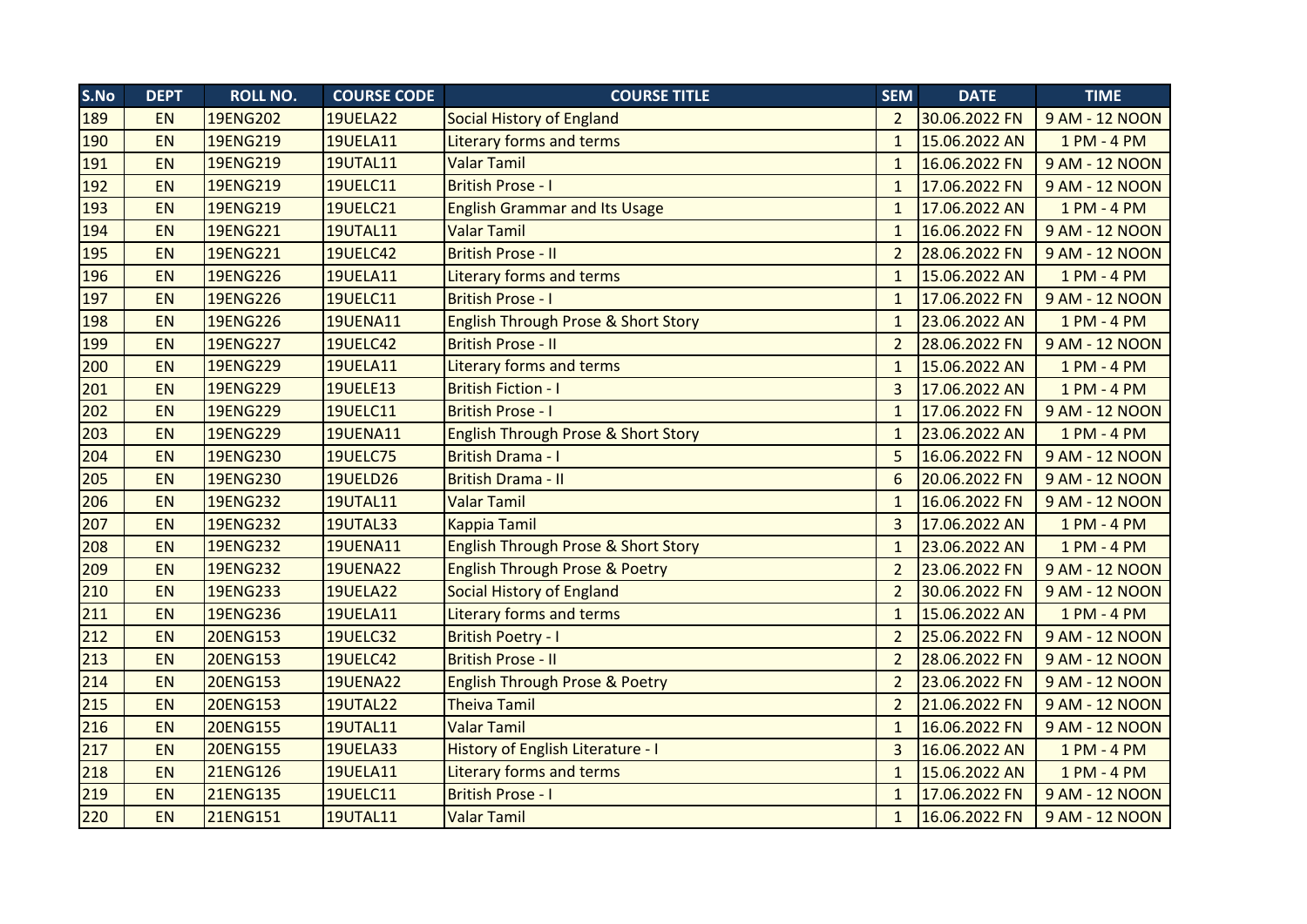| S.No | DEPT | ROLL NO. | COURSE CODE | COURSE TITLE | SEM | DATE | TIME |
|---|---|---|---|---|---|---|---|
| 189 | EN | 19ENG202 | 19UELA22 | Social History of England | 2 | 30.06.2022 FN | 9 AM - 12 NOON |
| 190 | EN | 19ENG219 | 19UELA11 | Literary forms and terms | 1 | 15.06.2022 AN | 1 PM - 4 PM |
| 191 | EN | 19ENG219 | 19UTAL11 | Valar Tamil | 1 | 16.06.2022 FN | 9 AM - 12 NOON |
| 192 | EN | 19ENG219 | 19UELC11 | British Prose - I | 1 | 17.06.2022 FN | 9 AM - 12 NOON |
| 193 | EN | 19ENG219 | 19UELC21 | English Grammar and Its Usage | 1 | 17.06.2022 AN | 1 PM - 4 PM |
| 194 | EN | 19ENG221 | 19UTAL11 | Valar Tamil | 1 | 16.06.2022 FN | 9 AM - 12 NOON |
| 195 | EN | 19ENG221 | 19UELC42 | British Prose - II | 2 | 28.06.2022 FN | 9 AM - 12 NOON |
| 196 | EN | 19ENG226 | 19UELA11 | Literary forms and terms | 1 | 15.06.2022 AN | 1 PM - 4 PM |
| 197 | EN | 19ENG226 | 19UELC11 | British Prose - I | 1 | 17.06.2022 FN | 9 AM - 12 NOON |
| 198 | EN | 19ENG226 | 19UENA11 | English Through Prose & Short Story | 1 | 23.06.2022 AN | 1 PM - 4 PM |
| 199 | EN | 19ENG227 | 19UELC42 | British Prose - II | 2 | 28.06.2022 FN | 9 AM - 12 NOON |
| 200 | EN | 19ENG229 | 19UELA11 | Literary forms and terms | 1 | 15.06.2022 AN | 1 PM - 4 PM |
| 201 | EN | 19ENG229 | 19UELE13 | British Fiction - I | 3 | 17.06.2022 AN | 1 PM - 4 PM |
| 202 | EN | 19ENG229 | 19UELC11 | British Prose - I | 1 | 17.06.2022 FN | 9 AM - 12 NOON |
| 203 | EN | 19ENG229 | 19UENA11 | English Through Prose & Short Story | 1 | 23.06.2022 AN | 1 PM - 4 PM |
| 204 | EN | 19ENG230 | 19UELC75 | British Drama - I | 5 | 16.06.2022 FN | 9 AM - 12 NOON |
| 205 | EN | 19ENG230 | 19UELD26 | British Drama - II | 6 | 20.06.2022 FN | 9 AM - 12 NOON |
| 206 | EN | 19ENG232 | 19UTAL11 | Valar Tamil | 1 | 16.06.2022 FN | 9 AM - 12 NOON |
| 207 | EN | 19ENG232 | 19UTAL33 | Kappia Tamil | 3 | 17.06.2022 AN | 1 PM - 4 PM |
| 208 | EN | 19ENG232 | 19UENA11 | English Through Prose & Short Story | 1 | 23.06.2022 AN | 1 PM - 4 PM |
| 209 | EN | 19ENG232 | 19UENA22 | English Through Prose & Poetry | 2 | 23.06.2022 FN | 9 AM - 12 NOON |
| 210 | EN | 19ENG233 | 19UELA22 | Social History of England | 2 | 30.06.2022 FN | 9 AM - 12 NOON |
| 211 | EN | 19ENG236 | 19UELA11 | Literary forms and terms | 1 | 15.06.2022 AN | 1 PM - 4 PM |
| 212 | EN | 20ENG153 | 19UELC32 | British Poetry - I | 2 | 25.06.2022 FN | 9 AM - 12 NOON |
| 213 | EN | 20ENG153 | 19UELC42 | British Prose - II | 2 | 28.06.2022 FN | 9 AM - 12 NOON |
| 214 | EN | 20ENG153 | 19UENA22 | English Through Prose & Poetry | 2 | 23.06.2022 FN | 9 AM - 12 NOON |
| 215 | EN | 20ENG153 | 19UTAL22 | Theiva Tamil | 2 | 21.06.2022 FN | 9 AM - 12 NOON |
| 216 | EN | 20ENG155 | 19UTAL11 | Valar Tamil | 1 | 16.06.2022 FN | 9 AM - 12 NOON |
| 217 | EN | 20ENG155 | 19UELA33 | History of English Literature - I | 3 | 16.06.2022 AN | 1 PM - 4 PM |
| 218 | EN | 21ENG126 | 19UELA11 | Literary forms and terms | 1 | 15.06.2022 AN | 1 PM - 4 PM |
| 219 | EN | 21ENG135 | 19UELC11 | British Prose - I | 1 | 17.06.2022 FN | 9 AM - 12 NOON |
| 220 | EN | 21ENG151 | 19UTAL11 | Valar Tamil | 1 | 16.06.2022 FN | 9 AM - 12 NOON |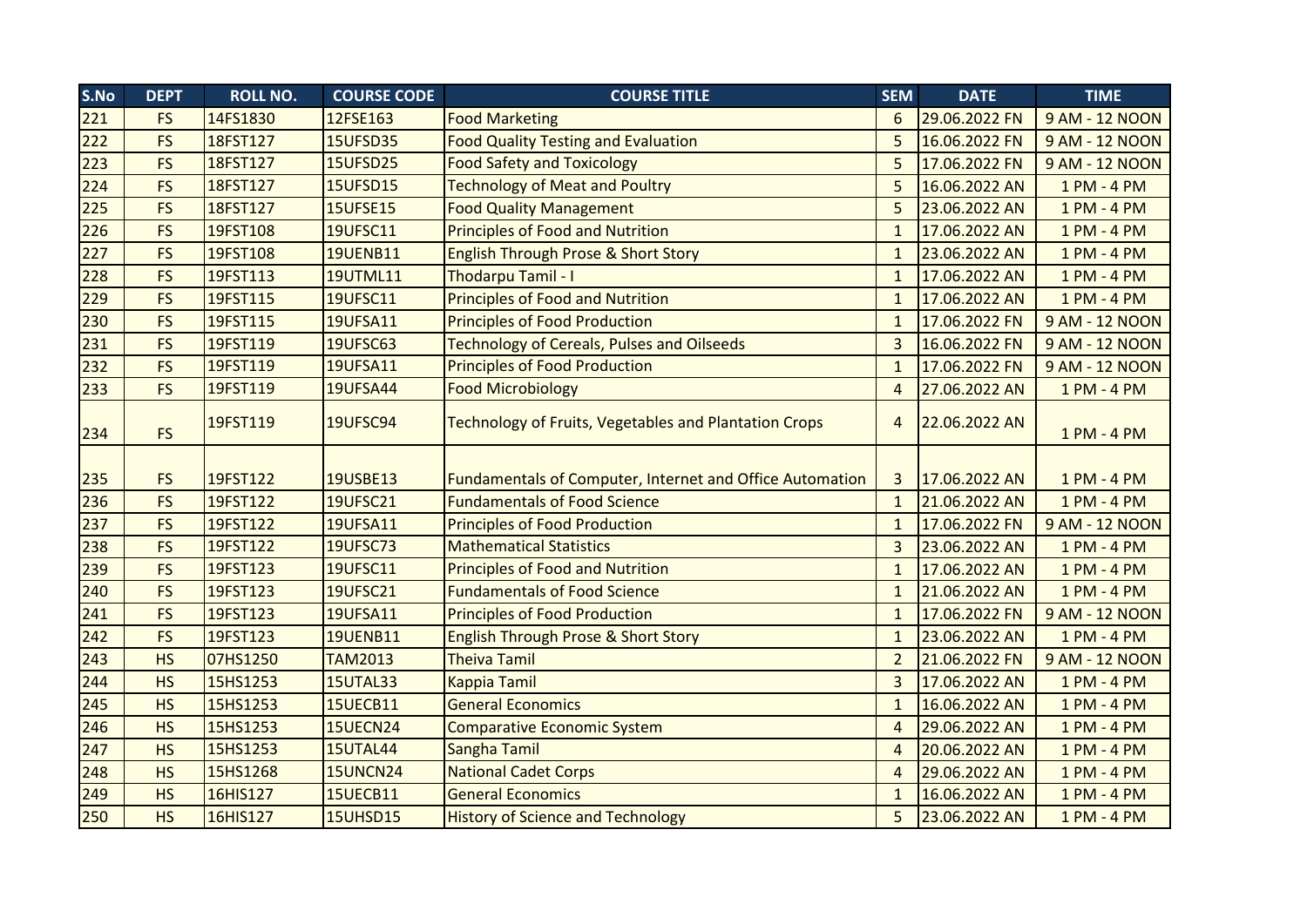| S.No | DEPT | ROLL NO. | COURSE CODE | COURSE TITLE | SEM | DATE | TIME |
|---|---|---|---|---|---|---|---|
| 221 | FS | 14FS1830 | 12FSE163 | Food Marketing | 6 | 29.06.2022 FN | 9 AM - 12 NOON |
| 222 | FS | 18FST127 | 15UFSD35 | Food Quality Testing and Evaluation | 5 | 16.06.2022 FN | 9 AM - 12 NOON |
| 223 | FS | 18FST127 | 15UFSD25 | Food Safety and Toxicology | 5 | 17.06.2022 FN | 9 AM - 12 NOON |
| 224 | FS | 18FST127 | 15UFSD15 | Technology of Meat and Poultry | 5 | 16.06.2022 AN | 1 PM - 4 PM |
| 225 | FS | 18FST127 | 15UFSE15 | Food Quality Management | 5 | 23.06.2022 AN | 1 PM - 4 PM |
| 226 | FS | 19FST108 | 19UFSC11 | Principles of Food and Nutrition | 1 | 17.06.2022 AN | 1 PM - 4 PM |
| 227 | FS | 19FST108 | 19UENB11 | English Through Prose & Short Story | 1 | 23.06.2022 AN | 1 PM - 4 PM |
| 228 | FS | 19FST113 | 19UTML11 | Thodarpu Tamil - I | 1 | 17.06.2022 AN | 1 PM - 4 PM |
| 229 | FS | 19FST115 | 19UFSC11 | Principles of Food and Nutrition | 1 | 17.06.2022 AN | 1 PM - 4 PM |
| 230 | FS | 19FST115 | 19UFSA11 | Principles of Food Production | 1 | 17.06.2022 FN | 9 AM - 12 NOON |
| 231 | FS | 19FST119 | 19UFSC63 | Technology of Cereals, Pulses and Oilseeds | 3 | 16.06.2022 FN | 9 AM - 12 NOON |
| 232 | FS | 19FST119 | 19UFSA11 | Principles of Food Production | 1 | 17.06.2022 FN | 9 AM - 12 NOON |
| 233 | FS | 19FST119 | 19UFSA44 | Food Microbiology | 4 | 27.06.2022 AN | 1 PM - 4 PM |
| 234 | FS | 19FST119 | 19UFSC94 | Technology of Fruits, Vegetables and Plantation Crops | 4 | 22.06.2022 AN | 1 PM - 4 PM |
| 235 | FS | 19FST122 | 19USBE13 | Fundamentals of Computer, Internet and Office Automation | 3 | 17.06.2022 AN | 1 PM - 4 PM |
| 236 | FS | 19FST122 | 19UFSC21 | Fundamentals of Food Science | 1 | 21.06.2022 AN | 1 PM - 4 PM |
| 237 | FS | 19FST122 | 19UFSA11 | Principles of Food Production | 1 | 17.06.2022 FN | 9 AM - 12 NOON |
| 238 | FS | 19FST122 | 19UFSC73 | Mathematical Statistics | 3 | 23.06.2022 AN | 1 PM - 4 PM |
| 239 | FS | 19FST123 | 19UFSC11 | Principles of Food and Nutrition | 1 | 17.06.2022 AN | 1 PM - 4 PM |
| 240 | FS | 19FST123 | 19UFSC21 | Fundamentals of Food Science | 1 | 21.06.2022 AN | 1 PM - 4 PM |
| 241 | FS | 19FST123 | 19UFSA11 | Principles of Food Production | 1 | 17.06.2022 FN | 9 AM - 12 NOON |
| 242 | FS | 19FST123 | 19UENB11 | English Through Prose & Short Story | 1 | 23.06.2022 AN | 1 PM - 4 PM |
| 243 | HS | 07HS1250 | TAM2013 | Theiva Tamil | 2 | 21.06.2022 FN | 9 AM - 12 NOON |
| 244 | HS | 15HS1253 | 15UTAL33 | Kappia Tamil | 3 | 17.06.2022 AN | 1 PM - 4 PM |
| 245 | HS | 15HS1253 | 15UECB11 | General Economics | 1 | 16.06.2022 AN | 1 PM - 4 PM |
| 246 | HS | 15HS1253 | 15UECN24 | Comparative Economic System | 4 | 29.06.2022 AN | 1 PM - 4 PM |
| 247 | HS | 15HS1253 | 15UTAL44 | Sangha Tamil | 4 | 20.06.2022 AN | 1 PM - 4 PM |
| 248 | HS | 15HS1268 | 15UNCN24 | National Cadet Corps | 4 | 29.06.2022 AN | 1 PM - 4 PM |
| 249 | HS | 16HIS127 | 15UECB11 | General Economics | 1 | 16.06.2022 AN | 1 PM - 4 PM |
| 250 | HS | 16HIS127 | 15UHSD15 | History of Science and Technology | 5 | 23.06.2022 AN | 1 PM - 4 PM |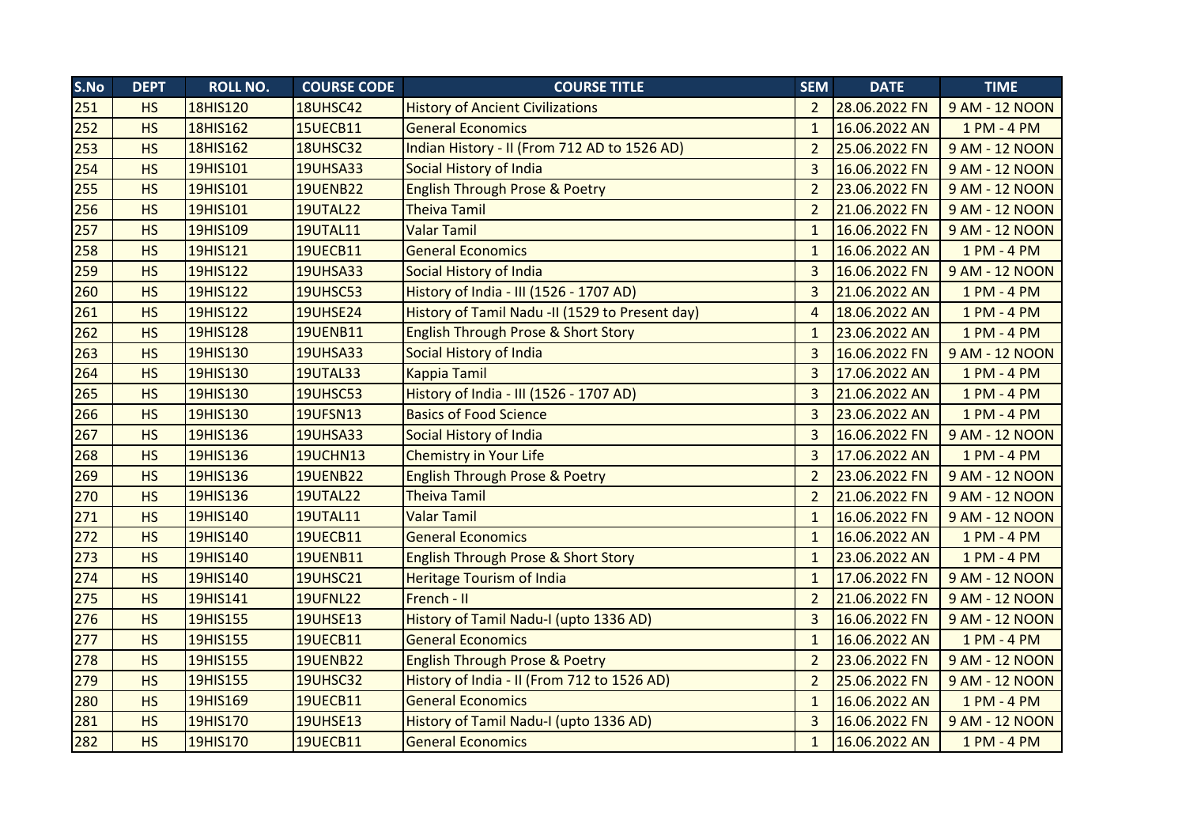| S.No | DEPT | ROLL NO. | COURSE CODE | COURSE TITLE | SEM | DATE | TIME |
|---|---|---|---|---|---|---|---|
| 251 | HS | 18HIS120 | 18UHSC42 | History of Ancient Civilizations | 2 | 28.06.2022 FN | 9 AM - 12 NOON |
| 252 | HS | 18HIS162 | 15UECB11 | General Economics | 1 | 16.06.2022 AN | 1 PM - 4 PM |
| 253 | HS | 18HIS162 | 18UHSC32 | Indian History - II (From 712 AD to 1526 AD) | 2 | 25.06.2022 FN | 9 AM - 12 NOON |
| 254 | HS | 19HIS101 | 19UHSA33 | Social History of India | 3 | 16.06.2022 FN | 9 AM - 12 NOON |
| 255 | HS | 19HIS101 | 19UENB22 | English Through Prose & Poetry | 2 | 23.06.2022 FN | 9 AM - 12 NOON |
| 256 | HS | 19HIS101 | 19UTAL22 | Theiva Tamil | 2 | 21.06.2022 FN | 9 AM - 12 NOON |
| 257 | HS | 19HIS109 | 19UTAL11 | Valar Tamil | 1 | 16.06.2022 FN | 9 AM - 12 NOON |
| 258 | HS | 19HIS121 | 19UECB11 | General Economics | 1 | 16.06.2022 AN | 1 PM - 4 PM |
| 259 | HS | 19HIS122 | 19UHSA33 | Social History of India | 3 | 16.06.2022 FN | 9 AM - 12 NOON |
| 260 | HS | 19HIS122 | 19UHSC53 | History of India - III (1526 - 1707 AD) | 3 | 21.06.2022 AN | 1 PM - 4 PM |
| 261 | HS | 19HIS122 | 19UHSE24 | History of Tamil Nadu -II (1529 to Present day) | 4 | 18.06.2022 AN | 1 PM - 4 PM |
| 262 | HS | 19HIS128 | 19UENB11 | English Through Prose & Short Story | 1 | 23.06.2022 AN | 1 PM - 4 PM |
| 263 | HS | 19HIS130 | 19UHSA33 | Social History of India | 3 | 16.06.2022 FN | 9 AM - 12 NOON |
| 264 | HS | 19HIS130 | 19UTAL33 | Kappia Tamil | 3 | 17.06.2022 AN | 1 PM - 4 PM |
| 265 | HS | 19HIS130 | 19UHSC53 | History of India - III (1526 - 1707 AD) | 3 | 21.06.2022 AN | 1 PM - 4 PM |
| 266 | HS | 19HIS130 | 19UFSN13 | Basics of Food Science | 3 | 23.06.2022 AN | 1 PM - 4 PM |
| 267 | HS | 19HIS136 | 19UHSA33 | Social History of India | 3 | 16.06.2022 FN | 9 AM - 12 NOON |
| 268 | HS | 19HIS136 | 19UCHN13 | Chemistry in Your Life | 3 | 17.06.2022 AN | 1 PM - 4 PM |
| 269 | HS | 19HIS136 | 19UENB22 | English Through Prose & Poetry | 2 | 23.06.2022 FN | 9 AM - 12 NOON |
| 270 | HS | 19HIS136 | 19UTAL22 | Theiva Tamil | 2 | 21.06.2022 FN | 9 AM - 12 NOON |
| 271 | HS | 19HIS140 | 19UTAL11 | Valar Tamil | 1 | 16.06.2022 FN | 9 AM - 12 NOON |
| 272 | HS | 19HIS140 | 19UECB11 | General Economics | 1 | 16.06.2022 AN | 1 PM - 4 PM |
| 273 | HS | 19HIS140 | 19UENB11 | English Through Prose & Short Story | 1 | 23.06.2022 AN | 1 PM - 4 PM |
| 274 | HS | 19HIS140 | 19UHSC21 | Heritage Tourism of India | 1 | 17.06.2022 FN | 9 AM - 12 NOON |
| 275 | HS | 19HIS141 | 19UFNL22 | French - II | 2 | 21.06.2022 FN | 9 AM - 12 NOON |
| 276 | HS | 19HIS155 | 19UHSE13 | History of Tamil Nadu-I (upto 1336 AD) | 3 | 16.06.2022 FN | 9 AM - 12 NOON |
| 277 | HS | 19HIS155 | 19UECB11 | General Economics | 1 | 16.06.2022 AN | 1 PM - 4 PM |
| 278 | HS | 19HIS155 | 19UENB22 | English Through Prose & Poetry | 2 | 23.06.2022 FN | 9 AM - 12 NOON |
| 279 | HS | 19HIS155 | 19UHSC32 | History of India - II (From 712 to 1526 AD) | 2 | 25.06.2022 FN | 9 AM - 12 NOON |
| 280 | HS | 19HIS169 | 19UECB11 | General Economics | 1 | 16.06.2022 AN | 1 PM - 4 PM |
| 281 | HS | 19HIS170 | 19UHSE13 | History of Tamil Nadu-I (upto 1336 AD) | 3 | 16.06.2022 FN | 9 AM - 12 NOON |
| 282 | HS | 19HIS170 | 19UECB11 | General Economics | 1 | 16.06.2022 AN | 1 PM - 4 PM |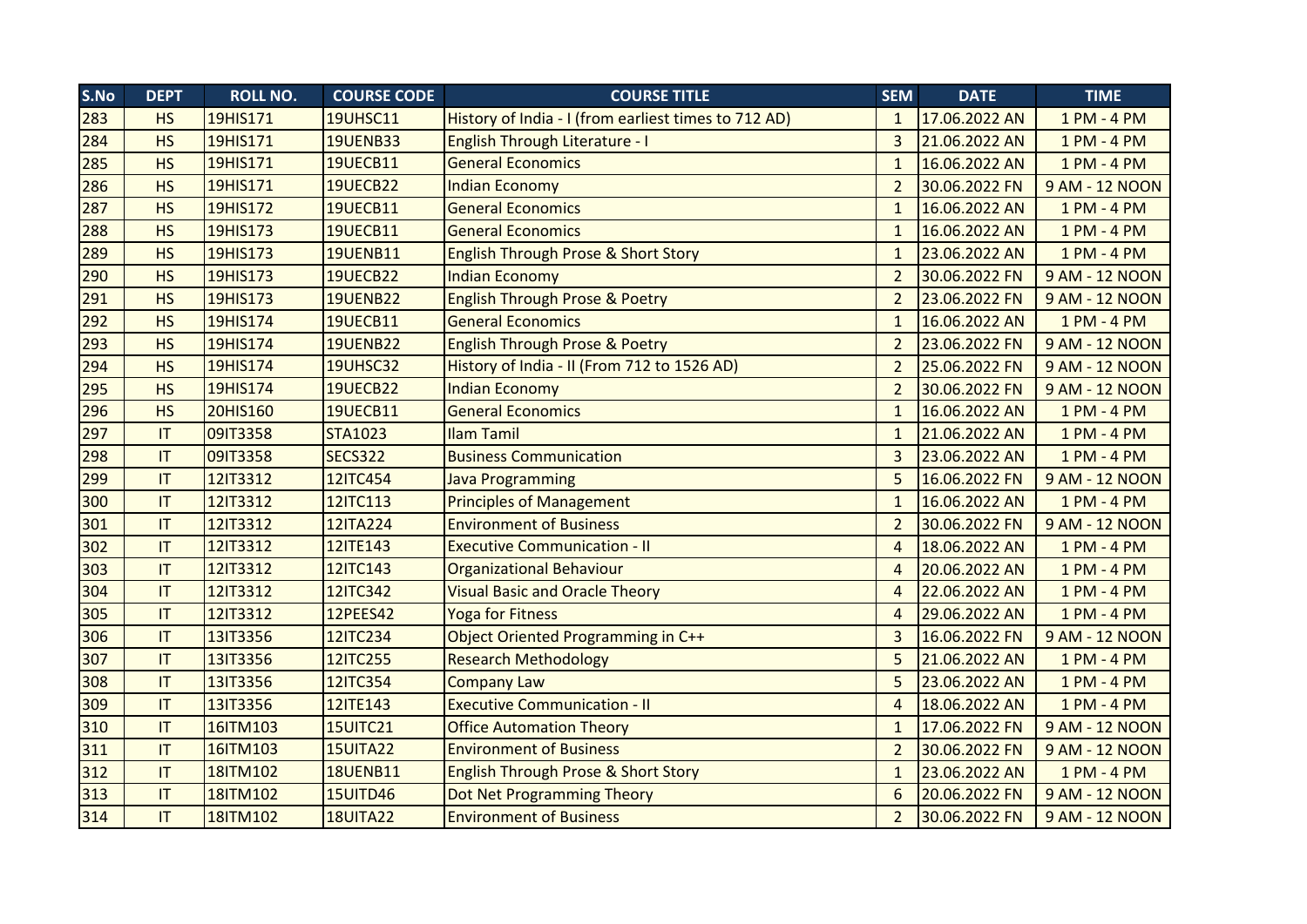| S.No | DEPT | ROLL NO. | COURSE CODE | COURSE TITLE | SEM | DATE | TIME |
|---|---|---|---|---|---|---|---|
| 283 | HS | 19HIS171 | 19UHSC11 | History of India - I (from earliest times to 712 AD) | 1 | 17.06.2022 AN | 1 PM - 4 PM |
| 284 | HS | 19HIS171 | 19UENB33 | English Through Literature - I | 3 | 21.06.2022 AN | 1 PM - 4 PM |
| 285 | HS | 19HIS171 | 19UECB11 | General Economics | 1 | 16.06.2022 AN | 1 PM - 4 PM |
| 286 | HS | 19HIS171 | 19UECB22 | Indian Economy | 2 | 30.06.2022 FN | 9 AM - 12 NOON |
| 287 | HS | 19HIS172 | 19UECB11 | General Economics | 1 | 16.06.2022 AN | 1 PM - 4 PM |
| 288 | HS | 19HIS173 | 19UECB11 | General Economics | 1 | 16.06.2022 AN | 1 PM - 4 PM |
| 289 | HS | 19HIS173 | 19UENB11 | English Through Prose & Short Story | 1 | 23.06.2022 AN | 1 PM - 4 PM |
| 290 | HS | 19HIS173 | 19UECB22 | Indian Economy | 2 | 30.06.2022 FN | 9 AM - 12 NOON |
| 291 | HS | 19HIS173 | 19UENB22 | English Through Prose & Poetry | 2 | 23.06.2022 FN | 9 AM - 12 NOON |
| 292 | HS | 19HIS174 | 19UECB11 | General Economics | 1 | 16.06.2022 AN | 1 PM - 4 PM |
| 293 | HS | 19HIS174 | 19UENB22 | English Through Prose & Poetry | 2 | 23.06.2022 FN | 9 AM - 12 NOON |
| 294 | HS | 19HIS174 | 19UHSC32 | History of India - II (From 712 to 1526 AD) | 2 | 25.06.2022 FN | 9 AM - 12 NOON |
| 295 | HS | 19HIS174 | 19UECB22 | Indian Economy | 2 | 30.06.2022 FN | 9 AM - 12 NOON |
| 296 | HS | 20HIS160 | 19UECB11 | General Economics | 1 | 16.06.2022 AN | 1 PM - 4 PM |
| 297 | IT | 09IT3358 | STA1023 | Ilam Tamil | 1 | 21.06.2022 AN | 1 PM - 4 PM |
| 298 | IT | 09IT3358 | SECS322 | Business Communication | 3 | 23.06.2022 AN | 1 PM - 4 PM |
| 299 | IT | 12IT3312 | 12ITC454 | Java Programming | 5 | 16.06.2022 FN | 9 AM - 12 NOON |
| 300 | IT | 12IT3312 | 12ITC113 | Principles of Management | 1 | 16.06.2022 AN | 1 PM - 4 PM |
| 301 | IT | 12IT3312 | 12ITA224 | Environment of Business | 2 | 30.06.2022 FN | 9 AM - 12 NOON |
| 302 | IT | 12IT3312 | 12ITE143 | Executive Communication - II | 4 | 18.06.2022 AN | 1 PM - 4 PM |
| 303 | IT | 12IT3312 | 12ITC143 | Organizational Behaviour | 4 | 20.06.2022 AN | 1 PM - 4 PM |
| 304 | IT | 12IT3312 | 12ITC342 | Visual Basic and Oracle Theory | 4 | 22.06.2022 AN | 1 PM - 4 PM |
| 305 | IT | 12IT3312 | 12PEES42 | Yoga for Fitness | 4 | 29.06.2022 AN | 1 PM - 4 PM |
| 306 | IT | 13IT3356 | 12ITC234 | Object Oriented Programming in C++ | 3 | 16.06.2022 FN | 9 AM - 12 NOON |
| 307 | IT | 13IT3356 | 12ITC255 | Research Methodology | 5 | 21.06.2022 AN | 1 PM - 4 PM |
| 308 | IT | 13IT3356 | 12ITC354 | Company Law | 5 | 23.06.2022 AN | 1 PM - 4 PM |
| 309 | IT | 13IT3356 | 12ITE143 | Executive Communication - II | 4 | 18.06.2022 AN | 1 PM - 4 PM |
| 310 | IT | 16ITM103 | 15UITC21 | Office Automation Theory | 1 | 17.06.2022 FN | 9 AM - 12 NOON |
| 311 | IT | 16ITM103 | 15UITA22 | Environment of Business | 2 | 30.06.2022 FN | 9 AM - 12 NOON |
| 312 | IT | 18ITM102 | 18UENB11 | English Through Prose & Short Story | 1 | 23.06.2022 AN | 1 PM - 4 PM |
| 313 | IT | 18ITM102 | 15UITD46 | Dot Net Programming Theory | 6 | 20.06.2022 FN | 9 AM - 12 NOON |
| 314 | IT | 18ITM102 | 18UITA22 | Environment of Business | 2 | 30.06.2022 FN | 9 AM - 12 NOON |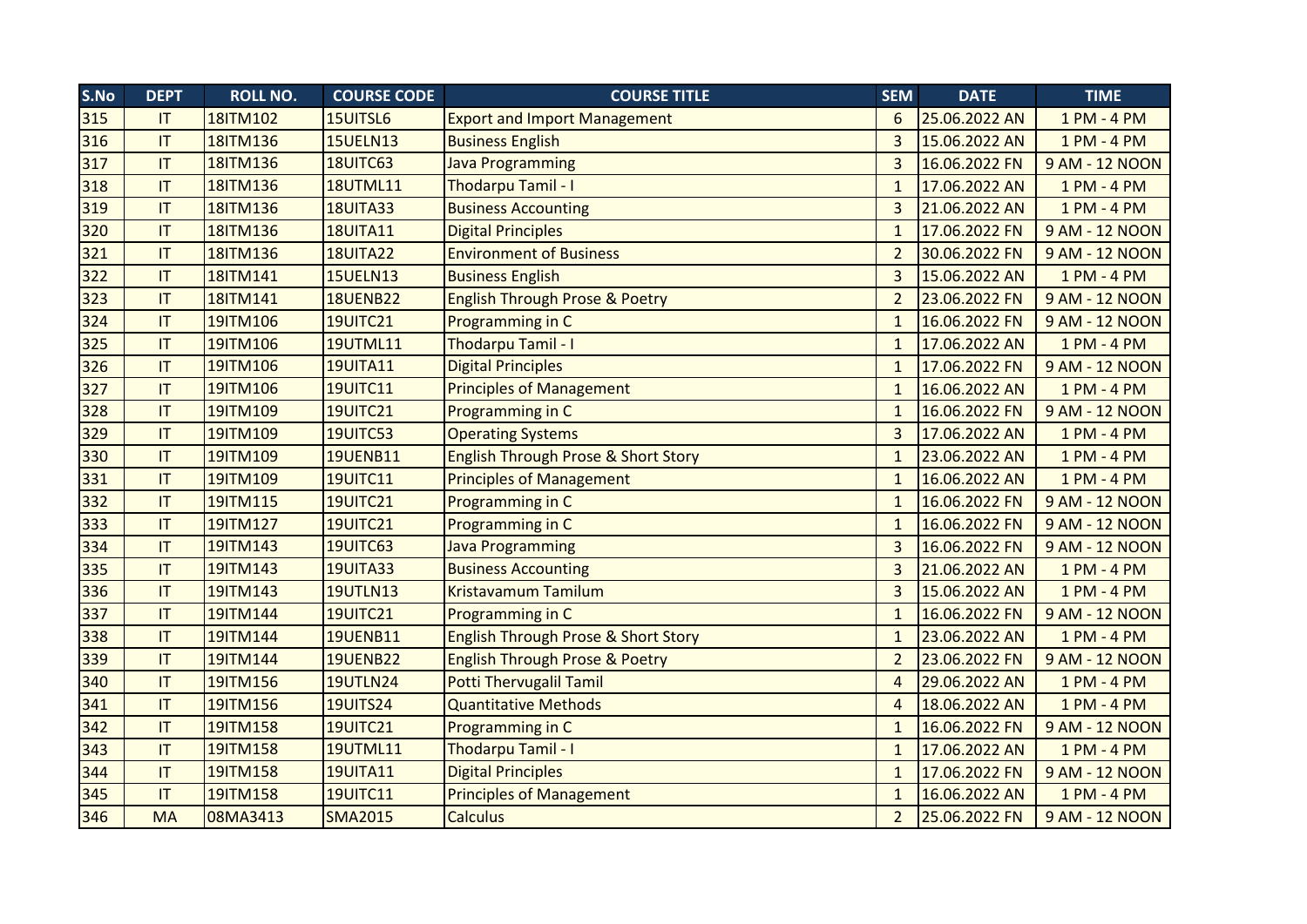| S.No | DEPT | ROLL NO. | COURSE CODE | COURSE TITLE | SEM | DATE | TIME |
|---|---|---|---|---|---|---|---|
| 315 | IT | 18ITM102 | 15UITSL6 | Export and Import Management | 6 | 25.06.2022 AN | 1 PM - 4 PM |
| 316 | IT | 18ITM136 | 15UELN13 | Business English | 3 | 15.06.2022 AN | 1 PM - 4 PM |
| 317 | IT | 18ITM136 | 18UITC63 | Java Programming | 3 | 16.06.2022 FN | 9 AM - 12 NOON |
| 318 | IT | 18ITM136 | 18UTML11 | Thodarpu Tamil - I | 1 | 17.06.2022 AN | 1 PM - 4 PM |
| 319 | IT | 18ITM136 | 18UITA33 | Business Accounting | 3 | 21.06.2022 AN | 1 PM - 4 PM |
| 320 | IT | 18ITM136 | 18UITA11 | Digital Principles | 1 | 17.06.2022 FN | 9 AM - 12 NOON |
| 321 | IT | 18ITM136 | 18UITA22 | Environment of Business | 2 | 30.06.2022 FN | 9 AM - 12 NOON |
| 322 | IT | 18ITM141 | 15UELN13 | Business English | 3 | 15.06.2022 AN | 1 PM - 4 PM |
| 323 | IT | 18ITM141 | 18UENB22 | English Through Prose & Poetry | 2 | 23.06.2022 FN | 9 AM - 12 NOON |
| 324 | IT | 19ITM106 | 19UITC21 | Programming in C | 1 | 16.06.2022 FN | 9 AM - 12 NOON |
| 325 | IT | 19ITM106 | 19UTML11 | Thodarpu Tamil - I | 1 | 17.06.2022 AN | 1 PM - 4 PM |
| 326 | IT | 19ITM106 | 19UITA11 | Digital Principles | 1 | 17.06.2022 FN | 9 AM - 12 NOON |
| 327 | IT | 19ITM106 | 19UITC11 | Principles of Management | 1 | 16.06.2022 AN | 1 PM - 4 PM |
| 328 | IT | 19ITM109 | 19UITC21 | Programming in C | 1 | 16.06.2022 FN | 9 AM - 12 NOON |
| 329 | IT | 19ITM109 | 19UITC53 | Operating Systems | 3 | 17.06.2022 AN | 1 PM - 4 PM |
| 330 | IT | 19ITM109 | 19UENB11 | English Through Prose & Short Story | 1 | 23.06.2022 AN | 1 PM - 4 PM |
| 331 | IT | 19ITM109 | 19UITC11 | Principles of Management | 1 | 16.06.2022 AN | 1 PM - 4 PM |
| 332 | IT | 19ITM115 | 19UITC21 | Programming in C | 1 | 16.06.2022 FN | 9 AM - 12 NOON |
| 333 | IT | 19ITM127 | 19UITC21 | Programming in C | 1 | 16.06.2022 FN | 9 AM - 12 NOON |
| 334 | IT | 19ITM143 | 19UITC63 | Java Programming | 3 | 16.06.2022 FN | 9 AM - 12 NOON |
| 335 | IT | 19ITM143 | 19UITA33 | Business Accounting | 3 | 21.06.2022 AN | 1 PM - 4 PM |
| 336 | IT | 19ITM143 | 19UTLN13 | Kristavamum Tamilum | 3 | 15.06.2022 AN | 1 PM - 4 PM |
| 337 | IT | 19ITM144 | 19UITC21 | Programming in C | 1 | 16.06.2022 FN | 9 AM - 12 NOON |
| 338 | IT | 19ITM144 | 19UENB11 | English Through Prose & Short Story | 1 | 23.06.2022 AN | 1 PM - 4 PM |
| 339 | IT | 19ITM144 | 19UENB22 | English Through Prose & Poetry | 2 | 23.06.2022 FN | 9 AM - 12 NOON |
| 340 | IT | 19ITM156 | 19UTLN24 | Potti Thervugalil Tamil | 4 | 29.06.2022 AN | 1 PM - 4 PM |
| 341 | IT | 19ITM156 | 19UITS24 | Quantitative Methods | 4 | 18.06.2022 AN | 1 PM - 4 PM |
| 342 | IT | 19ITM158 | 19UITC21 | Programming in C | 1 | 16.06.2022 FN | 9 AM - 12 NOON |
| 343 | IT | 19ITM158 | 19UTML11 | Thodarpu Tamil - I | 1 | 17.06.2022 AN | 1 PM - 4 PM |
| 344 | IT | 19ITM158 | 19UITA11 | Digital Principles | 1 | 17.06.2022 FN | 9 AM - 12 NOON |
| 345 | IT | 19ITM158 | 19UITC11 | Principles of Management | 1 | 16.06.2022 AN | 1 PM - 4 PM |
| 346 | MA | 08MA3413 | SMA2015 | Calculus | 2 | 25.06.2022 FN | 9 AM - 12 NOON |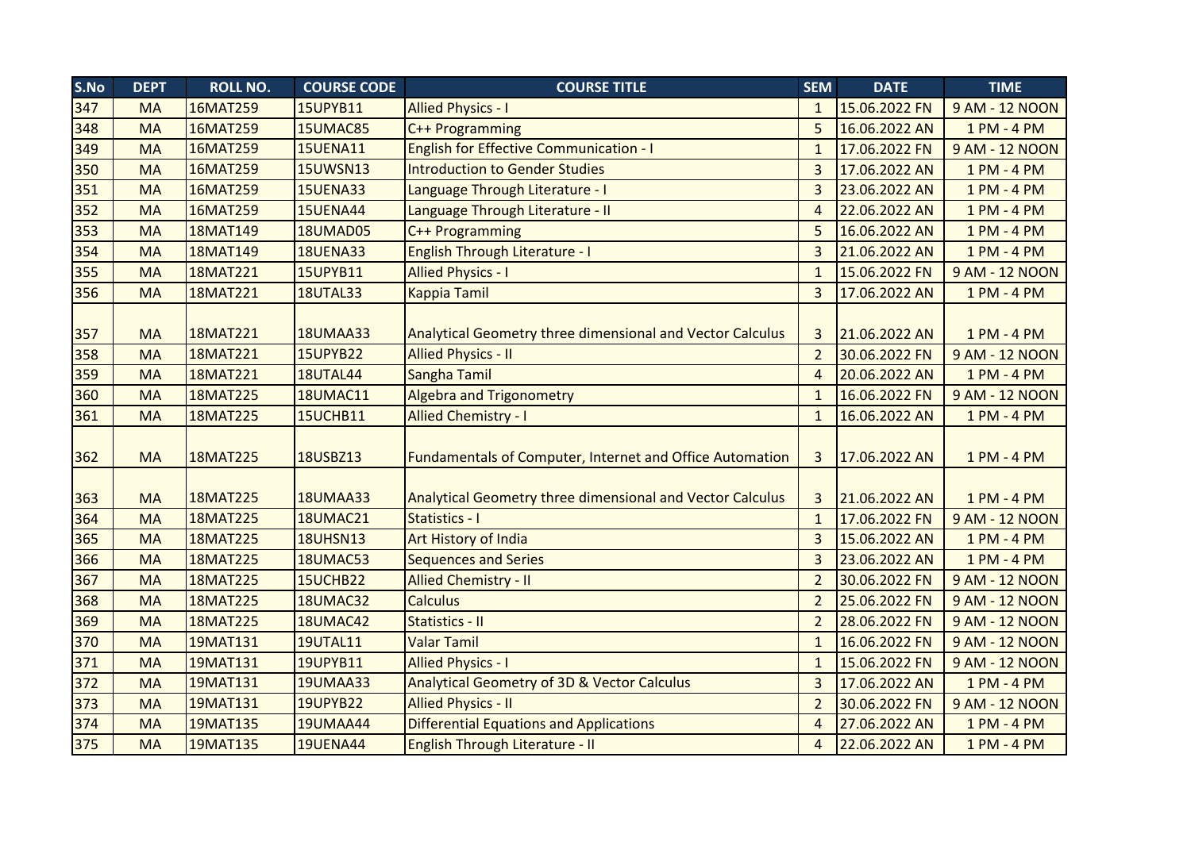| S.No | DEPT | ROLL NO. | COURSE CODE | COURSE TITLE | SEM | DATE | TIME |
| --- | --- | --- | --- | --- | --- | --- | --- |
| 347 | MA | 16MAT259 | 15UPYB11 | Allied Physics - I | 1 | 15.06.2022 FN | 9 AM - 12 NOON |
| 348 | MA | 16MAT259 | 15UMAC85 | C++ Programming | 5 | 16.06.2022 AN | 1 PM - 4 PM |
| 349 | MA | 16MAT259 | 15UENA11 | English for Effective Communication - I | 1 | 17.06.2022 FN | 9 AM - 12 NOON |
| 350 | MA | 16MAT259 | 15UWSN13 | Introduction to Gender Studies | 3 | 17.06.2022 AN | 1 PM - 4 PM |
| 351 | MA | 16MAT259 | 15UENA33 | Language Through Literature - I | 3 | 23.06.2022 AN | 1 PM - 4 PM |
| 352 | MA | 16MAT259 | 15UENA44 | Language Through Literature - II | 4 | 22.06.2022 AN | 1 PM - 4 PM |
| 353 | MA | 18MAT149 | 18UMAD05 | C++ Programming | 5 | 16.06.2022 AN | 1 PM - 4 PM |
| 354 | MA | 18MAT149 | 18UENA33 | English Through Literature - I | 3 | 21.06.2022 AN | 1 PM - 4 PM |
| 355 | MA | 18MAT221 | 15UPYB11 | Allied Physics - I | 1 | 15.06.2022 FN | 9 AM - 12 NOON |
| 356 | MA | 18MAT221 | 18UTAL33 | Kappia Tamil | 3 | 17.06.2022 AN | 1 PM - 4 PM |
| 357 | MA | 18MAT221 | 18UMAA33 | Analytical Geometry three dimensional and Vector Calculus | 3 | 21.06.2022 AN | 1 PM - 4 PM |
| 358 | MA | 18MAT221 | 15UPYB22 | Allied Physics - II | 2 | 30.06.2022 FN | 9 AM - 12 NOON |
| 359 | MA | 18MAT221 | 18UTAL44 | Sangha Tamil | 4 | 20.06.2022 AN | 1 PM - 4 PM |
| 360 | MA | 18MAT225 | 18UMAC11 | Algebra and Trigonometry | 1 | 16.06.2022 FN | 9 AM - 12 NOON |
| 361 | MA | 18MAT225 | 15UCHB11 | Allied Chemistry - I | 1 | 16.06.2022 AN | 1 PM - 4 PM |
| 362 | MA | 18MAT225 | 18USBZ13 | Fundamentals of Computer, Internet and Office Automation | 3 | 17.06.2022 AN | 1 PM - 4 PM |
| 363 | MA | 18MAT225 | 18UMAA33 | Analytical Geometry three dimensional and Vector Calculus | 3 | 21.06.2022 AN | 1 PM - 4 PM |
| 364 | MA | 18MAT225 | 18UMAC21 | Statistics - I | 1 | 17.06.2022 FN | 9 AM - 12 NOON |
| 365 | MA | 18MAT225 | 18UHSN13 | Art History of India | 3 | 15.06.2022 AN | 1 PM - 4 PM |
| 366 | MA | 18MAT225 | 18UMAC53 | Sequences and Series | 3 | 23.06.2022 AN | 1 PM - 4 PM |
| 367 | MA | 18MAT225 | 15UCHB22 | Allied Chemistry - II | 2 | 30.06.2022 FN | 9 AM - 12 NOON |
| 368 | MA | 18MAT225 | 18UMAC32 | Calculus | 2 | 25.06.2022 FN | 9 AM - 12 NOON |
| 369 | MA | 18MAT225 | 18UMAC42 | Statistics - II | 2 | 28.06.2022 FN | 9 AM - 12 NOON |
| 370 | MA | 19MAT131 | 19UTAL11 | Valar Tamil | 1 | 16.06.2022 FN | 9 AM - 12 NOON |
| 371 | MA | 19MAT131 | 19UPYB11 | Allied Physics - I | 1 | 15.06.2022 FN | 9 AM - 12 NOON |
| 372 | MA | 19MAT131 | 19UMAA33 | Analytical Geometry of 3D & Vector Calculus | 3 | 17.06.2022 AN | 1 PM - 4 PM |
| 373 | MA | 19MAT131 | 19UPYB22 | Allied Physics - II | 2 | 30.06.2022 FN | 9 AM - 12 NOON |
| 374 | MA | 19MAT135 | 19UMAA44 | Differential Equations and Applications | 4 | 27.06.2022 AN | 1 PM - 4 PM |
| 375 | MA | 19MAT135 | 19UENA44 | English Through Literature - II | 4 | 22.06.2022 AN | 1 PM - 4 PM |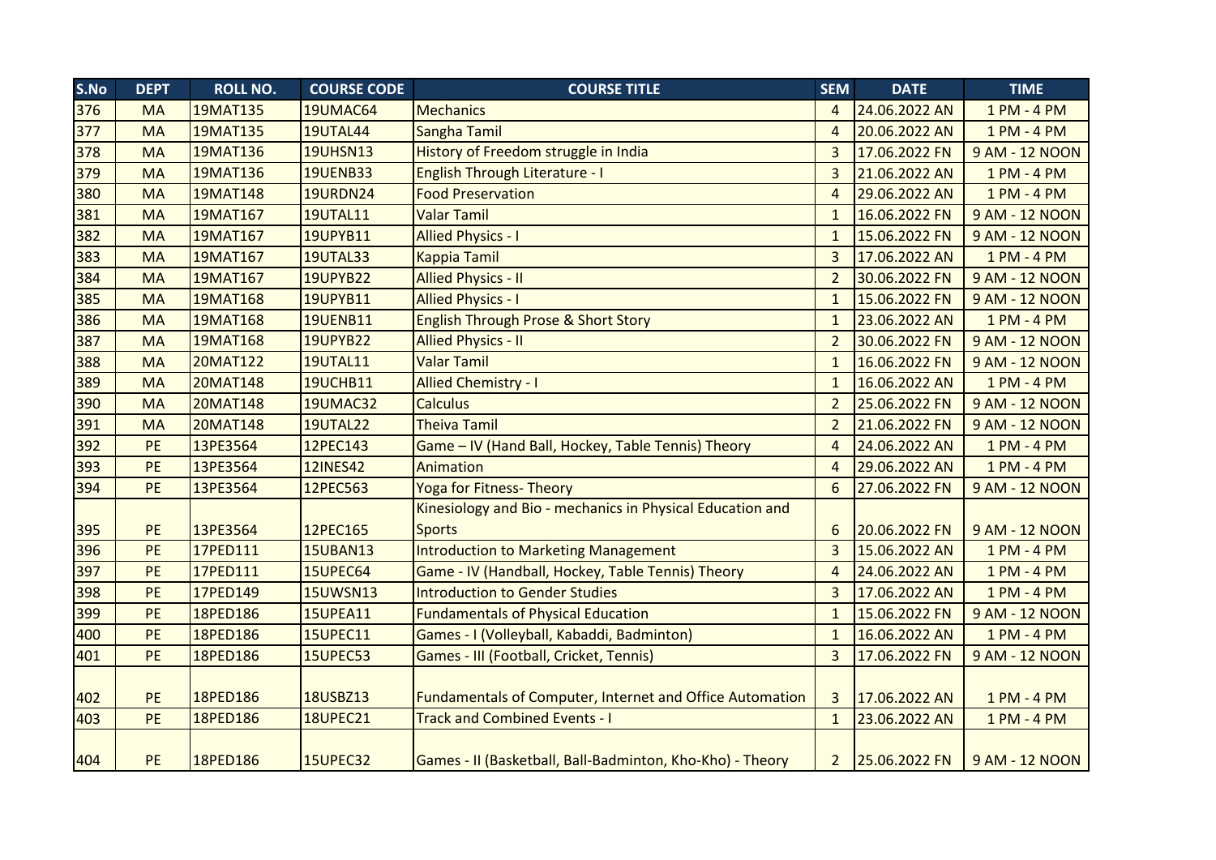| S.No | DEPT | ROLL NO. | COURSE CODE | COURSE TITLE | SEM | DATE | TIME |
|---|---|---|---|---|---|---|---|
| 376 | MA | 19MAT135 | 19UMAC64 | Mechanics | 4 | 24.06.2022 AN | 1 PM - 4 PM |
| 377 | MA | 19MAT135 | 19UTAL44 | Sangha Tamil | 4 | 20.06.2022 AN | 1 PM - 4 PM |
| 378 | MA | 19MAT136 | 19UHSN13 | History of Freedom struggle in India | 3 | 17.06.2022 FN | 9 AM - 12 NOON |
| 379 | MA | 19MAT136 | 19UENB33 | English Through Literature - I | 3 | 21.06.2022 AN | 1 PM - 4 PM |
| 380 | MA | 19MAT148 | 19URDN24 | Food Preservation | 4 | 29.06.2022 AN | 1 PM - 4 PM |
| 381 | MA | 19MAT167 | 19UTAL11 | Valar Tamil | 1 | 16.06.2022 FN | 9 AM - 12 NOON |
| 382 | MA | 19MAT167 | 19UPYB11 | Allied Physics - I | 1 | 15.06.2022 FN | 9 AM - 12 NOON |
| 383 | MA | 19MAT167 | 19UTAL33 | Kappia Tamil | 3 | 17.06.2022 AN | 1 PM - 4 PM |
| 384 | MA | 19MAT167 | 19UPYB22 | Allied Physics - II | 2 | 30.06.2022 FN | 9 AM - 12 NOON |
| 385 | MA | 19MAT168 | 19UPYB11 | Allied Physics - I | 1 | 15.06.2022 FN | 9 AM - 12 NOON |
| 386 | MA | 19MAT168 | 19UENB11 | English Through Prose & Short Story | 1 | 23.06.2022 AN | 1 PM - 4 PM |
| 387 | MA | 19MAT168 | 19UPYB22 | Allied Physics - II | 2 | 30.06.2022 FN | 9 AM - 12 NOON |
| 388 | MA | 20MAT122 | 19UTAL11 | Valar Tamil | 1 | 16.06.2022 FN | 9 AM - 12 NOON |
| 389 | MA | 20MAT148 | 19UCHB11 | Allied Chemistry - I | 1 | 16.06.2022 AN | 1 PM - 4 PM |
| 390 | MA | 20MAT148 | 19UMAC32 | Calculus | 2 | 25.06.2022 FN | 9 AM - 12 NOON |
| 391 | MA | 20MAT148 | 19UTAL22 | Theiva Tamil | 2 | 21.06.2022 FN | 9 AM - 12 NOON |
| 392 | PE | 13PE3564 | 12PEC143 | Game – IV (Hand Ball, Hockey, Table Tennis) Theory | 4 | 24.06.2022 AN | 1 PM - 4 PM |
| 393 | PE | 13PE3564 | 12INES42 | Animation | 4 | 29.06.2022 AN | 1 PM - 4 PM |
| 394 | PE | 13PE3564 | 12PEC563 | Yoga for Fitness- Theory | 6 | 27.06.2022 FN | 9 AM - 12 NOON |
| 395 | PE | 13PE3564 | 12PEC165 | Kinesiology and Bio - mechanics in Physical Education and Sports | 6 | 20.06.2022 FN | 9 AM - 12 NOON |
| 396 | PE | 17PED111 | 15UBAN13 | Introduction to Marketing Management | 3 | 15.06.2022 AN | 1 PM - 4 PM |
| 397 | PE | 17PED111 | 15UPEC64 | Game - IV (Handball, Hockey, Table Tennis) Theory | 4 | 24.06.2022 AN | 1 PM - 4 PM |
| 398 | PE | 17PED149 | 15UWSN13 | Introduction to Gender Studies | 3 | 17.06.2022 AN | 1 PM - 4 PM |
| 399 | PE | 18PED186 | 15UPEA11 | Fundamentals of Physical Education | 1 | 15.06.2022 FN | 9 AM - 12 NOON |
| 400 | PE | 18PED186 | 15UPEC11 | Games - I (Volleyball, Kabaddi, Badminton) | 1 | 16.06.2022 AN | 1 PM - 4 PM |
| 401 | PE | 18PED186 | 15UPEC53 | Games - III (Football, Cricket, Tennis) | 3 | 17.06.2022 FN | 9 AM - 12 NOON |
| 402 | PE | 18PED186 | 18USBZ13 | Fundamentals of Computer, Internet and Office Automation | 3 | 17.06.2022 AN | 1 PM - 4 PM |
| 403 | PE | 18PED186 | 18UPEC21 | Track and Combined Events - I | 1 | 23.06.2022 AN | 1 PM - 4 PM |
| 404 | PE | 18PED186 | 15UPEC32 | Games - II (Basketball, Ball-Badminton, Kho-Kho) - Theory | 2 | 25.06.2022 FN | 9 AM - 12 NOON |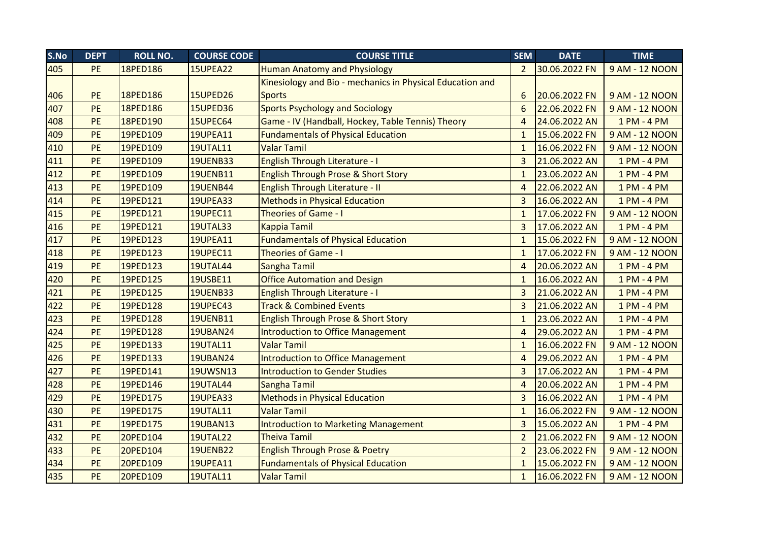| S.No | DEPT | ROLL NO. | COURSE CODE | COURSE TITLE | SEM | DATE | TIME |
|---|---|---|---|---|---|---|---|
| 405 | PE | 18PED186 | 15UPEA22 | Human Anatomy and Physiology | 2 | 30.06.2022 FN | 9 AM - 12 NOON |
| 406 | PE | 18PED186 | 15UPED26 | Kinesiology and Bio - mechanics in Physical Education and Sports | 6 | 20.06.2022 FN | 9 AM - 12 NOON |
| 407 | PE | 18PED186 | 15UPED36 | Sports Psychology and Sociology | 6 | 22.06.2022 FN | 9 AM - 12 NOON |
| 408 | PE | 18PED190 | 15UPEC64 | Game - IV (Handball, Hockey, Table Tennis) Theory | 4 | 24.06.2022 AN | 1 PM - 4 PM |
| 409 | PE | 19PED109 | 19UPEA11 | Fundamentals of Physical Education | 1 | 15.06.2022 FN | 9 AM - 12 NOON |
| 410 | PE | 19PED109 | 19UTAL11 | Valar Tamil | 1 | 16.06.2022 FN | 9 AM - 12 NOON |
| 411 | PE | 19PED109 | 19UENB33 | English Through Literature - I | 3 | 21.06.2022 AN | 1 PM - 4 PM |
| 412 | PE | 19PED109 | 19UENB11 | English Through Prose & Short Story | 1 | 23.06.2022 AN | 1 PM - 4 PM |
| 413 | PE | 19PED109 | 19UENB44 | English Through Literature - II | 4 | 22.06.2022 AN | 1 PM - 4 PM |
| 414 | PE | 19PED121 | 19UPEA33 | Methods in Physical Education | 3 | 16.06.2022 AN | 1 PM - 4 PM |
| 415 | PE | 19PED121 | 19UPEC11 | Theories of Game - I | 1 | 17.06.2022 FN | 9 AM - 12 NOON |
| 416 | PE | 19PED121 | 19UTAL33 | Kappia Tamil | 3 | 17.06.2022 AN | 1 PM - 4 PM |
| 417 | PE | 19PED123 | 19UPEA11 | Fundamentals of Physical Education | 1 | 15.06.2022 FN | 9 AM - 12 NOON |
| 418 | PE | 19PED123 | 19UPEC11 | Theories of Game - I | 1 | 17.06.2022 FN | 9 AM - 12 NOON |
| 419 | PE | 19PED123 | 19UTAL44 | Sangha Tamil | 4 | 20.06.2022 AN | 1 PM - 4 PM |
| 420 | PE | 19PED125 | 19USBE11 | Office Automation and Design | 1 | 16.06.2022 AN | 1 PM - 4 PM |
| 421 | PE | 19PED125 | 19UENB33 | English Through Literature - I | 3 | 21.06.2022 AN | 1 PM - 4 PM |
| 422 | PE | 19PED128 | 19UPEC43 | Track & Combined Events | 3 | 21.06.2022 AN | 1 PM - 4 PM |
| 423 | PE | 19PED128 | 19UENB11 | English Through Prose & Short Story | 1 | 23.06.2022 AN | 1 PM - 4 PM |
| 424 | PE | 19PED128 | 19UBAN24 | Introduction to Office Management | 4 | 29.06.2022 AN | 1 PM - 4 PM |
| 425 | PE | 19PED133 | 19UTAL11 | Valar Tamil | 1 | 16.06.2022 FN | 9 AM - 12 NOON |
| 426 | PE | 19PED133 | 19UBAN24 | Introduction to Office Management | 4 | 29.06.2022 AN | 1 PM - 4 PM |
| 427 | PE | 19PED141 | 19UWSN13 | Introduction to Gender Studies | 3 | 17.06.2022 AN | 1 PM - 4 PM |
| 428 | PE | 19PED146 | 19UTAL44 | Sangha Tamil | 4 | 20.06.2022 AN | 1 PM - 4 PM |
| 429 | PE | 19PED175 | 19UPEA33 | Methods in Physical Education | 3 | 16.06.2022 AN | 1 PM - 4 PM |
| 430 | PE | 19PED175 | 19UTAL11 | Valar Tamil | 1 | 16.06.2022 FN | 9 AM - 12 NOON |
| 431 | PE | 19PED175 | 19UBAN13 | Introduction to Marketing Management | 3 | 15.06.2022 AN | 1 PM - 4 PM |
| 432 | PE | 20PED104 | 19UTAL22 | Theiva Tamil | 2 | 21.06.2022 FN | 9 AM - 12 NOON |
| 433 | PE | 20PED104 | 19UENB22 | English Through Prose & Poetry | 2 | 23.06.2022 FN | 9 AM - 12 NOON |
| 434 | PE | 20PED109 | 19UPEA11 | Fundamentals of Physical Education | 1 | 15.06.2022 FN | 9 AM - 12 NOON |
| 435 | PE | 20PED109 | 19UTAL11 | Valar Tamil | 1 | 16.06.2022 FN | 9 AM - 12 NOON |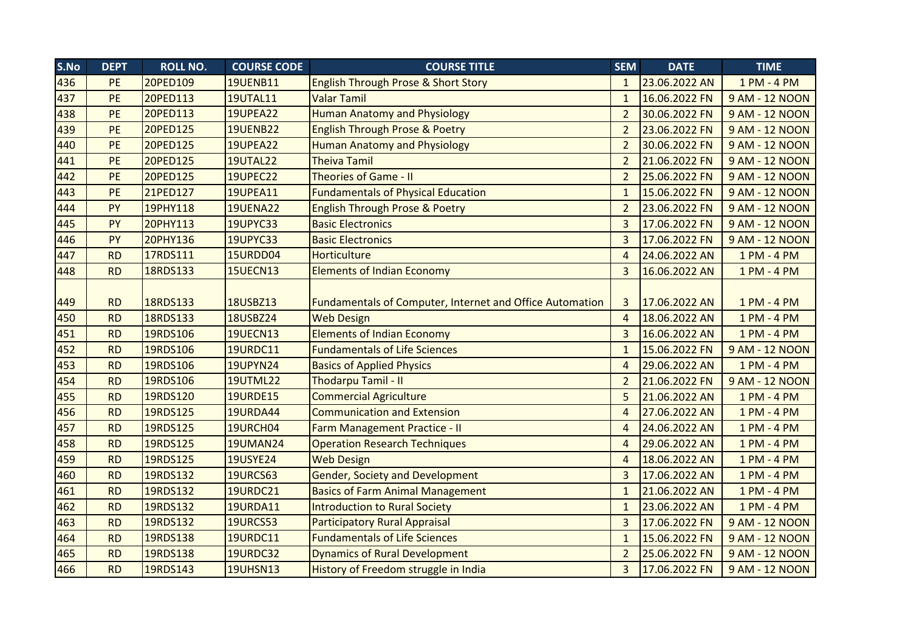| S.No | DEPT | ROLL NO. | COURSE CODE | COURSE TITLE | SEM | DATE | TIME |
|---|---|---|---|---|---|---|---|
| 436 | PE | 20PED109 | 19UENB11 | English Through Prose & Short Story | 1 | 23.06.2022 AN | 1 PM - 4 PM |
| 437 | PE | 20PED113 | 19UTAL11 | Valar Tamil | 1 | 16.06.2022 FN | 9 AM - 12 NOON |
| 438 | PE | 20PED113 | 19UPEA22 | Human Anatomy and Physiology | 2 | 30.06.2022 FN | 9 AM - 12 NOON |
| 439 | PE | 20PED125 | 19UENB22 | English Through Prose & Poetry | 2 | 23.06.2022 FN | 9 AM - 12 NOON |
| 440 | PE | 20PED125 | 19UPEA22 | Human Anatomy and Physiology | 2 | 30.06.2022 FN | 9 AM - 12 NOON |
| 441 | PE | 20PED125 | 19UTAL22 | Theiva Tamil | 2 | 21.06.2022 FN | 9 AM - 12 NOON |
| 442 | PE | 20PED125 | 19UPEC22 | Theories of Game - II | 2 | 25.06.2022 FN | 9 AM - 12 NOON |
| 443 | PE | 21PED127 | 19UPEA11 | Fundamentals of Physical Education | 1 | 15.06.2022 FN | 9 AM - 12 NOON |
| 444 | PY | 19PHY118 | 19UENA22 | English Through Prose & Poetry | 2 | 23.06.2022 FN | 9 AM - 12 NOON |
| 445 | PY | 20PHY113 | 19UPYC33 | Basic Electronics | 3 | 17.06.2022 FN | 9 AM - 12 NOON |
| 446 | PY | 20PHY136 | 19UPYC33 | Basic Electronics | 3 | 17.06.2022 FN | 9 AM - 12 NOON |
| 447 | RD | 17RDS111 | 15URDD04 | Horticulture | 4 | 24.06.2022 AN | 1 PM - 4 PM |
| 448 | RD | 18RDS133 | 15UECN13 | Elements of Indian Economy | 3 | 16.06.2022 AN | 1 PM - 4 PM |
| 449 | RD | 18RDS133 | 18USBZ13 | Fundamentals of Computer, Internet and Office Automation | 3 | 17.06.2022 AN | 1 PM - 4 PM |
| 450 | RD | 18RDS133 | 18USBZ24 | Web Design | 4 | 18.06.2022 AN | 1 PM - 4 PM |
| 451 | RD | 19RDS106 | 19UECN13 | Elements of Indian Economy | 3 | 16.06.2022 AN | 1 PM - 4 PM |
| 452 | RD | 19RDS106 | 19URDC11 | Fundamentals of Life Sciences | 1 | 15.06.2022 FN | 9 AM - 12 NOON |
| 453 | RD | 19RDS106 | 19UPYN24 | Basics of Applied Physics | 4 | 29.06.2022 AN | 1 PM - 4 PM |
| 454 | RD | 19RDS106 | 19UTML22 | Thodarpu Tamil - II | 2 | 21.06.2022 FN | 9 AM - 12 NOON |
| 455 | RD | 19RDS120 | 19URDE15 | Commercial Agriculture | 5 | 21.06.2022 AN | 1 PM - 4 PM |
| 456 | RD | 19RDS125 | 19URDA44 | Communication and Extension | 4 | 27.06.2022 AN | 1 PM - 4 PM |
| 457 | RD | 19RDS125 | 19URCH04 | Farm Management Practice - II | 4 | 24.06.2022 AN | 1 PM - 4 PM |
| 458 | RD | 19RDS125 | 19UMAN24 | Operation Research Techniques | 4 | 29.06.2022 AN | 1 PM - 4 PM |
| 459 | RD | 19RDS125 | 19USYE24 | Web Design | 4 | 18.06.2022 AN | 1 PM - 4 PM |
| 460 | RD | 19RDS132 | 19URCS63 | Gender, Society and Development | 3 | 17.06.2022 AN | 1 PM - 4 PM |
| 461 | RD | 19RDS132 | 19URDC21 | Basics of Farm Animal Management | 1 | 21.06.2022 AN | 1 PM - 4 PM |
| 462 | RD | 19RDS132 | 19URDA11 | Introduction to Rural Society | 1 | 23.06.2022 AN | 1 PM - 4 PM |
| 463 | RD | 19RDS132 | 19URCS53 | Participatory Rural Appraisal | 3 | 17.06.2022 FN | 9 AM - 12 NOON |
| 464 | RD | 19RDS138 | 19URDC11 | Fundamentals of Life Sciences | 1 | 15.06.2022 FN | 9 AM - 12 NOON |
| 465 | RD | 19RDS138 | 19URDC32 | Dynamics of Rural Development | 2 | 25.06.2022 FN | 9 AM - 12 NOON |
| 466 | RD | 19RDS143 | 19UHSN13 | History of Freedom struggle in India | 3 | 17.06.2022 FN | 9 AM - 12 NOON |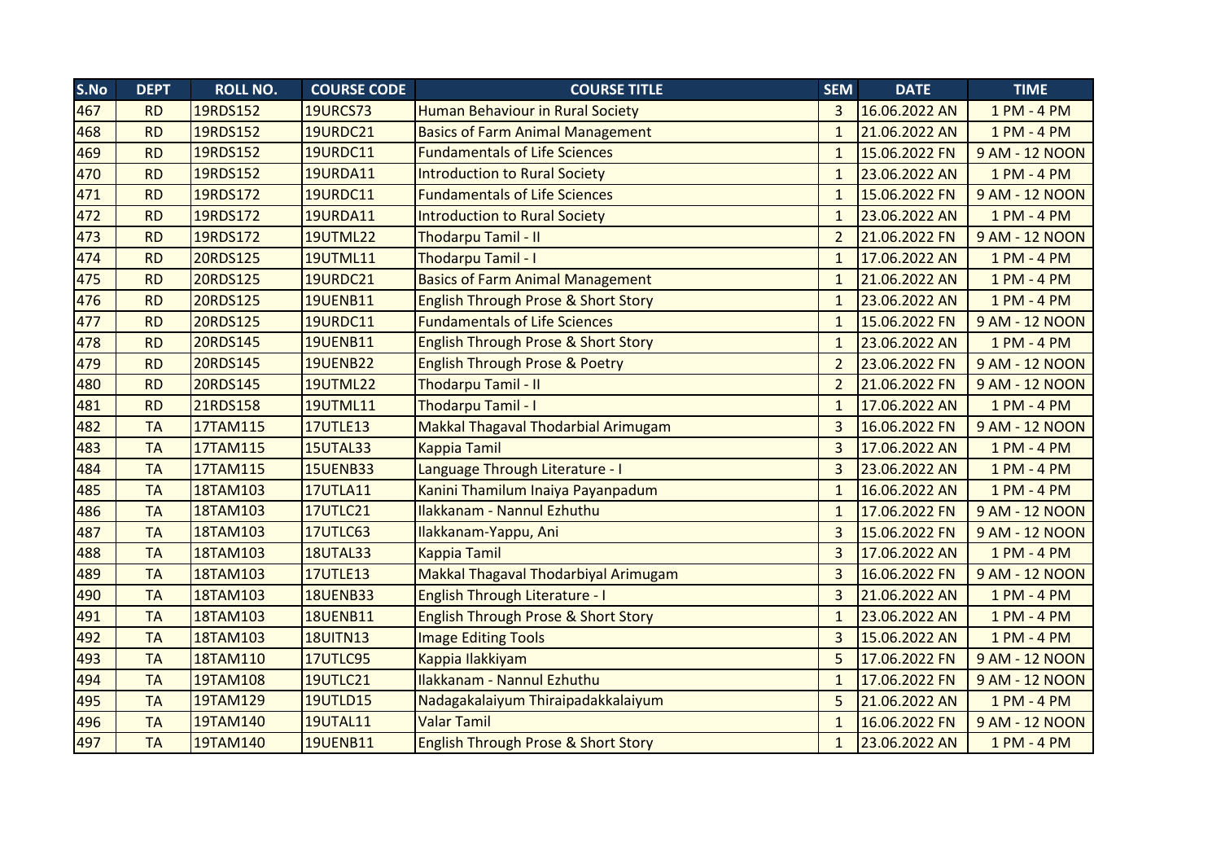| S.No | DEPT | ROLL NO. | COURSE CODE | COURSE TITLE | SEM | DATE | TIME |
|---|---|---|---|---|---|---|---|
| 467 | RD | 19RDS152 | 19URCS73 | Human Behaviour in Rural Society | 3 | 16.06.2022 AN | 1 PM - 4 PM |
| 468 | RD | 19RDS152 | 19URDC21 | Basics of Farm Animal Management | 1 | 21.06.2022 AN | 1 PM - 4 PM |
| 469 | RD | 19RDS152 | 19URDC11 | Fundamentals of Life Sciences | 1 | 15.06.2022 FN | 9 AM - 12 NOON |
| 470 | RD | 19RDS152 | 19URDA11 | Introduction to Rural Society | 1 | 23.06.2022 AN | 1 PM - 4 PM |
| 471 | RD | 19RDS172 | 19URDC11 | Fundamentals of Life Sciences | 1 | 15.06.2022 FN | 9 AM - 12 NOON |
| 472 | RD | 19RDS172 | 19URDA11 | Introduction to Rural Society | 1 | 23.06.2022 AN | 1 PM - 4 PM |
| 473 | RD | 19RDS172 | 19UTML22 | Thodarpu Tamil - II | 2 | 21.06.2022 FN | 9 AM - 12 NOON |
| 474 | RD | 20RDS125 | 19UTML11 | Thodarpu Tamil - I | 1 | 17.06.2022 AN | 1 PM - 4 PM |
| 475 | RD | 20RDS125 | 19URDC21 | Basics of Farm Animal Management | 1 | 21.06.2022 AN | 1 PM - 4 PM |
| 476 | RD | 20RDS125 | 19UENB11 | English Through Prose & Short Story | 1 | 23.06.2022 AN | 1 PM - 4 PM |
| 477 | RD | 20RDS125 | 19URDC11 | Fundamentals of Life Sciences | 1 | 15.06.2022 FN | 9 AM - 12 NOON |
| 478 | RD | 20RDS145 | 19UENB11 | English Through Prose & Short Story | 1 | 23.06.2022 AN | 1 PM - 4 PM |
| 479 | RD | 20RDS145 | 19UENB22 | English Through Prose & Poetry | 2 | 23.06.2022 FN | 9 AM - 12 NOON |
| 480 | RD | 20RDS145 | 19UTML22 | Thodarpu Tamil - II | 2 | 21.06.2022 FN | 9 AM - 12 NOON |
| 481 | RD | 21RDS158 | 19UTML11 | Thodarpu Tamil - I | 1 | 17.06.2022 AN | 1 PM - 4 PM |
| 482 | TA | 17TAM115 | 17UTLE13 | Makkal Thagaval Thodarbial Arimugam | 3 | 16.06.2022 FN | 9 AM - 12 NOON |
| 483 | TA | 17TAM115 | 15UTAL33 | Kappia Tamil | 3 | 17.06.2022 AN | 1 PM - 4 PM |
| 484 | TA | 17TAM115 | 15UENB33 | Language Through Literature - I | 3 | 23.06.2022 AN | 1 PM - 4 PM |
| 485 | TA | 18TAM103 | 17UTLA11 | Kanini Thamilum Inaiya Payanpadum | 1 | 16.06.2022 AN | 1 PM - 4 PM |
| 486 | TA | 18TAM103 | 17UTLC21 | Ilakkanam - Nannul Ezhuthu | 1 | 17.06.2022 FN | 9 AM - 12 NOON |
| 487 | TA | 18TAM103 | 17UTLC63 | Ilakkanam-Yappu, Ani | 3 | 15.06.2022 FN | 9 AM - 12 NOON |
| 488 | TA | 18TAM103 | 18UTAL33 | Kappia Tamil | 3 | 17.06.2022 AN | 1 PM - 4 PM |
| 489 | TA | 18TAM103 | 17UTLE13 | Makkal Thagaval Thodarbiyal Arimugam | 3 | 16.06.2022 FN | 9 AM - 12 NOON |
| 490 | TA | 18TAM103 | 18UENB33 | English Through Literature - I | 3 | 21.06.2022 AN | 1 PM - 4 PM |
| 491 | TA | 18TAM103 | 18UENB11 | English Through Prose & Short Story | 1 | 23.06.2022 AN | 1 PM - 4 PM |
| 492 | TA | 18TAM103 | 18UITN13 | Image Editing Tools | 3 | 15.06.2022 AN | 1 PM - 4 PM |
| 493 | TA | 18TAM110 | 17UTLC95 | Kappia Ilakkiyam | 5 | 17.06.2022 FN | 9 AM - 12 NOON |
| 494 | TA | 19TAM108 | 19UTLC21 | Ilakkanam - Nannul Ezhuthu | 1 | 17.06.2022 FN | 9 AM - 12 NOON |
| 495 | TA | 19TAM129 | 19UTLD15 | Nadagakalaiyum Thiraipadakkalaiyum | 5 | 21.06.2022 AN | 1 PM - 4 PM |
| 496 | TA | 19TAM140 | 19UTAL11 | Valar Tamil | 1 | 16.06.2022 FN | 9 AM - 12 NOON |
| 497 | TA | 19TAM140 | 19UENB11 | English Through Prose & Short Story | 1 | 23.06.2022 AN | 1 PM - 4 PM |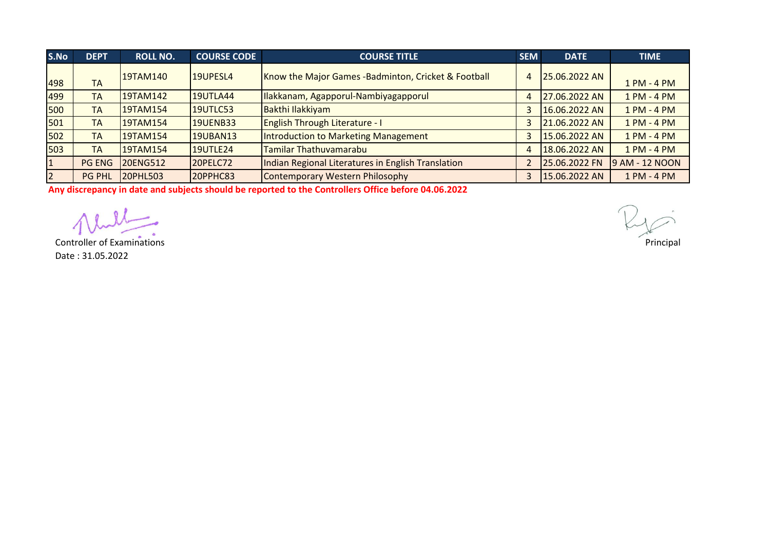| S.No | DEPT | ROLL NO. | COURSE CODE | COURSE TITLE | SEM | DATE | TIME |
|---|---|---|---|---|---|---|---|
| 498 | TA | 19TAM140 | 19UPESL4 | Know the Major Games -Badminton, Cricket & Football | 4 | 25.06.2022 AN | 1 PM - 4 PM |
| 499 | TA | 19TAM142 | 19UTLA44 | Ilakkanam, Agapporul-Nambiyagapporul | 4 | 27.06.2022 AN | 1 PM - 4 PM |
| 500 | TA | 19TAM154 | 19UTLC53 | Bakthi Ilakkiyam | 3 | 16.06.2022 AN | 1 PM - 4 PM |
| 501 | TA | 19TAM154 | 19UENB33 | English Through Literature - I | 3 | 21.06.2022 AN | 1 PM - 4 PM |
| 502 | TA | 19TAM154 | 19UBAN13 | Introduction to Marketing Management | 3 | 15.06.2022 AN | 1 PM - 4 PM |
| 503 | TA | 19TAM154 | 19UTLE24 | Tamilar Thathuvamarabu | 4 | 18.06.2022 AN | 1 PM - 4 PM |
| 1 | PG ENG | 20ENG512 | 20PELC72 | Indian Regional Literatures in English Translation | 2 | 25.06.2022 FN | 9 AM - 12 NOON |
| 2 | PG PHL | 20PHL503 | 20PPHC83 | Contemporary Western Philosophy | 3 | 15.06.2022 AN | 1 PM - 4 PM |

**Any discrepancy in date and subjects should be reported to the Controllers Office before 04.06.2022**

Controller of Examinations

Date : 31.05.2022

Principal